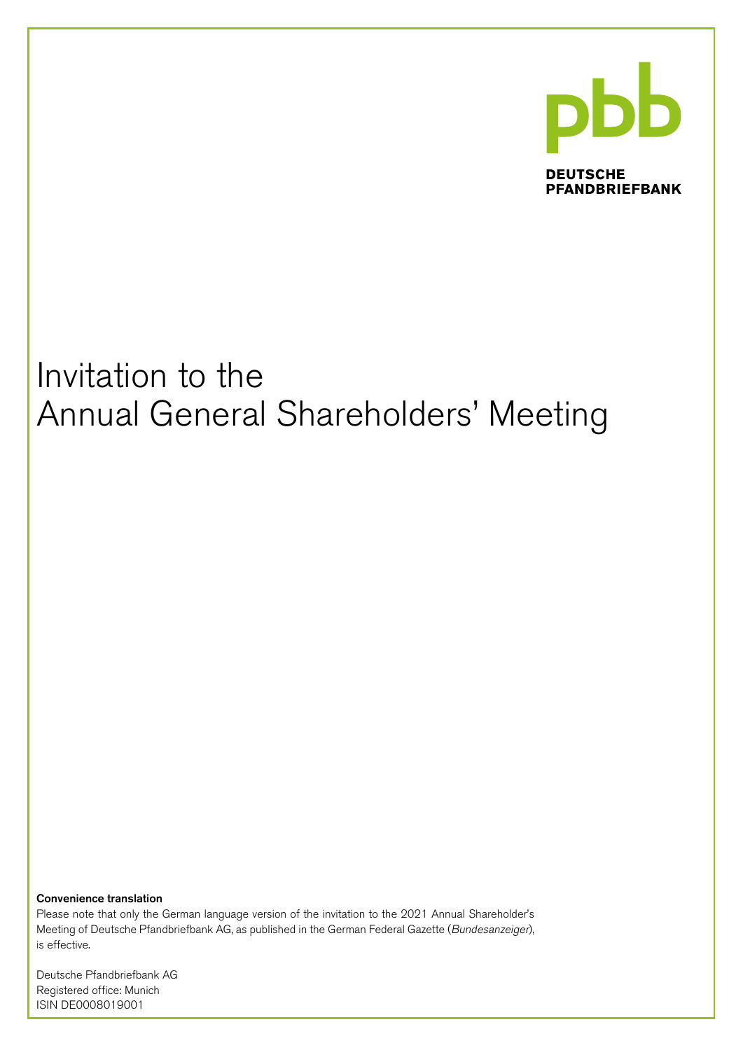pbb

**DEUTSCHE PFANDBRIEFBANK**

# Invitation to the Annual General Shareholders' Meeting

**Convenience translation**

Please note that only the German language version of the invitation to the 2021 Annual Shareholder's Meeting of Deutsche Pfandbriefbank AG, as published in the German Federal Gazette (*Bundesanzeiger*), is effective.

Deutsche Pfandbriefbank AG
Registered office: Munich
ISIN DE0008019001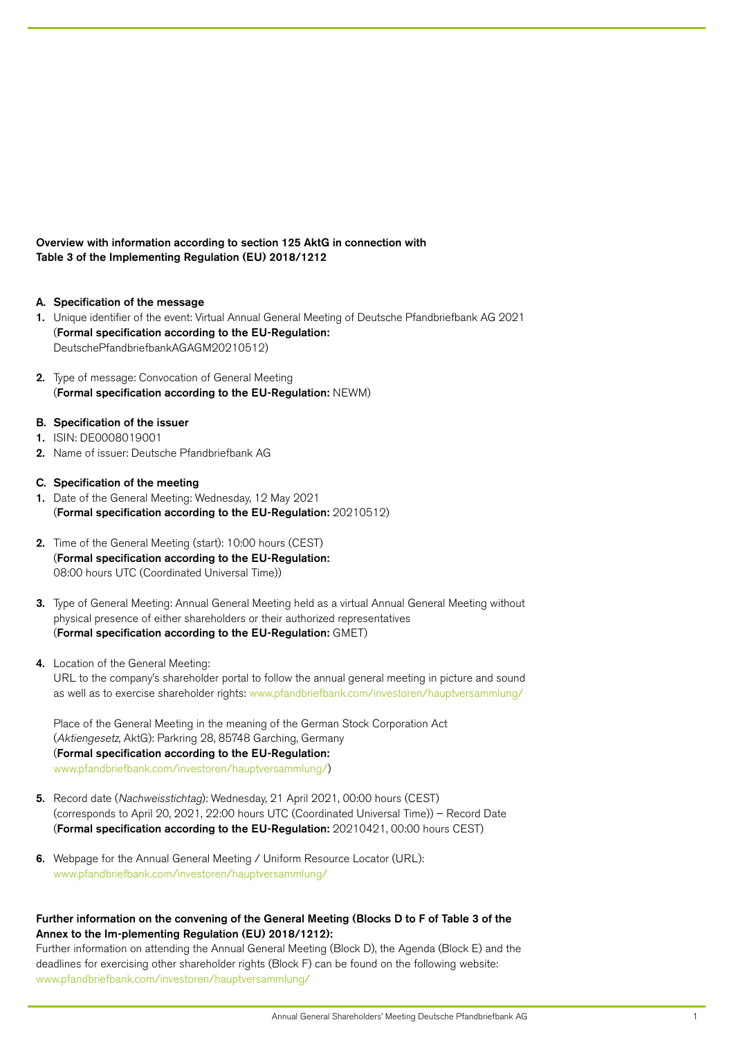**Overview with information according to section 125 AktG in connection with Table 3 of the Implementing Regulation (EU) 2018/1212**

**A. Specification of the message**

1. Unique identifier of the event: Virtual Annual General Meeting of Deutsche Pfandbriefbank AG 2021 (**Formal specification according to the EU-Regulation:** DeutschePfandbriefbankAGAGM20210512)

2. Type of message: Convocation of General Meeting (**Formal specification according to the EU-Regulation:** NEWM)

**B. Specification of the issuer**

1. ISIN: DE0008019001
2. Name of issuer: Deutsche Pfandbriefbank AG

**C. Specification of the meeting**

1. Date of the General Meeting: Wednesday, 12 May 2021 (**Formal specification according to the EU-Regulation:** 20210512)

2. Time of the General Meeting (start): 10:00 hours (CEST) (**Formal specification according to the EU-Regulation:** 08:00 hours UTC (Coordinated Universal Time))

3. Type of General Meeting: Annual General Meeting held as a virtual Annual General Meeting without physical presence of either shareholders or their authorized representatives (**Formal specification according to the EU-Regulation:** GMET)

4. Location of the General Meeting:
   URL to the company's shareholder portal to follow the annual general meeting in picture and sound as well as to exercise shareholder rights: www.pfandbriefbank.com/investoren/hauptversammlung/

   Place of the General Meeting in the meaning of the German Stock Corporation Act (*Aktiengesetz*, AktG): Parkring 28, 85748 Garching, Germany
   (**Formal specification according to the EU-Regulation:** www.pfandbriefbank.com/investoren/hauptversammlung/)

5. Record date (*Nachweisstichtag*): Wednesday, 21 April 2021, 00:00 hours (CEST) (corresponds to April 20, 2021, 22:00 hours UTC (Coordinated Universal Time)) – Record Date (**Formal specification according to the EU-Regulation:** 20210421, 00:00 hours CEST)

6. Webpage for the Annual General Meeting / Uniform Resource Locator (URL): www.pfandbriefbank.com/investoren/hauptversammlung/

**Further information on the convening of the General Meeting (Blocks D to F of Table 3 of the Annex to the Im-plementing Regulation (EU) 2018/1212):**

Further information on attending the Annual General Meeting (Block D), the Agenda (Block E) and the deadlines for exercising other shareholder rights (Block F) can be found on the following website: www.pfandbriefbank.com/investoren/hauptversammlung/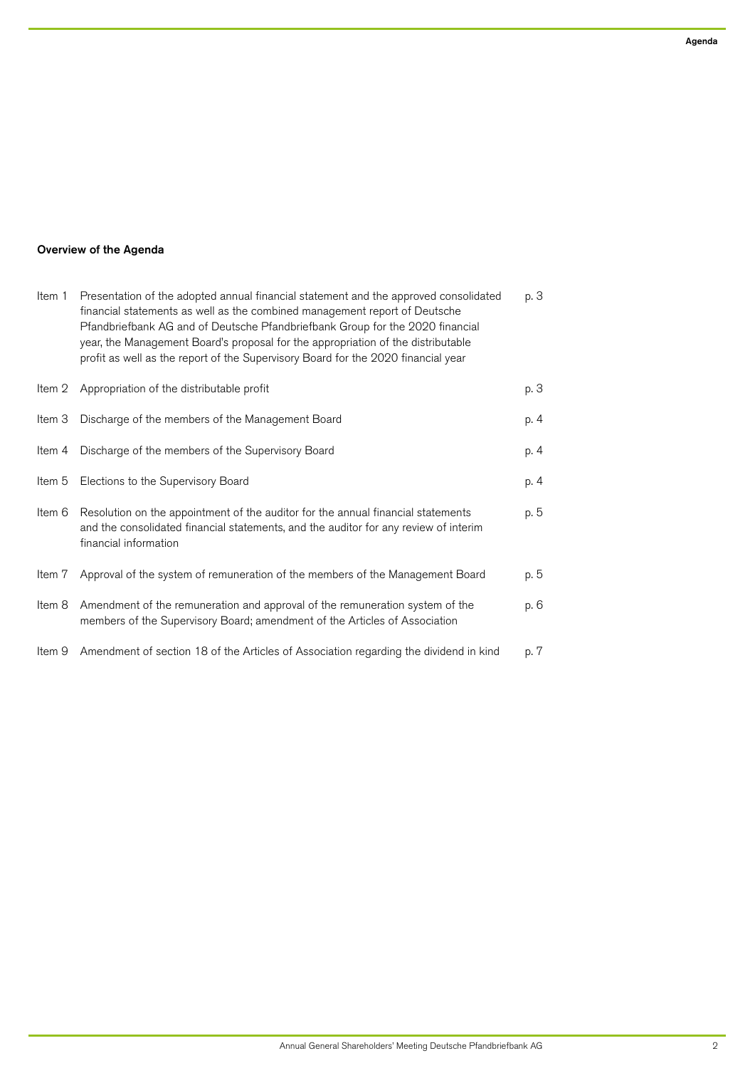## Overview of the Agenda

| | | |
|---|---|---|
| Item 1 | Presentation of the adopted annual financial statement and the approved consolidated financial statements as well as the combined management report of Deutsche Pfandbriefbank AG and of Deutsche Pfandbriefbank Group for the 2020 financial year, the Management Board's proposal for the appropriation of the distributable profit as well as the report of the Supervisory Board for the 2020 financial year | p. 3 |
| Item 2 | Appropriation of the distributable profit | p. 3 |
| Item 3 | Discharge of the members of the Management Board | p. 4 |
| Item 4 | Discharge of the members of the Supervisory Board | p. 4 |
| Item 5 | Elections to the Supervisory Board | p. 4 |
| Item 6 | Resolution on the appointment of the auditor for the annual financial statements and the consolidated financial statements, and the auditor for any review of interim financial information | p. 5 |
| Item 7 | Approval of the system of remuneration of the members of the Management Board | p. 5 |
| Item 8 | Amendment of the remuneration and approval of the remuneration system of the members of the Supervisory Board; amendment of the Articles of Association | p. 6 |
| Item 9 | Amendment of section 18 of the Articles of Association regarding the dividend in kind | p. 7 |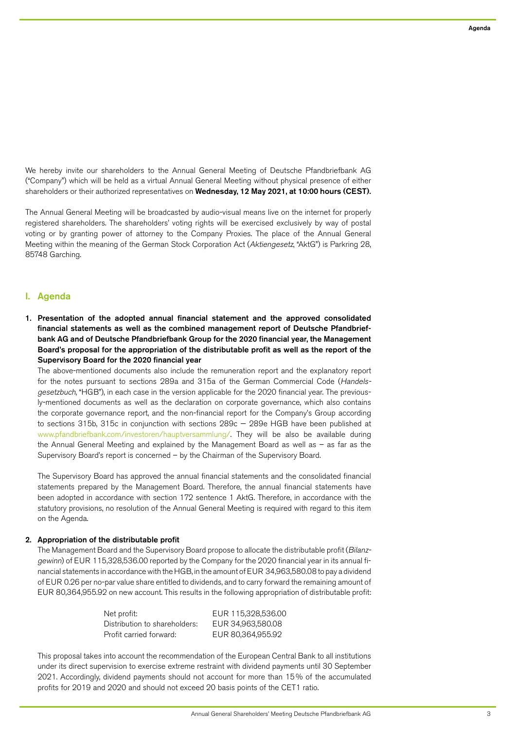We hereby invite our shareholders to the Annual General Meeting of Deutsche Pfandbriefbank AG ("Company") which will be held as a virtual Annual General Meeting without physical presence of either shareholders or their authorized representatives on **Wednesday, 12 May 2021, at 10:00 hours (CEST).**

The Annual General Meeting will be broadcasted by audio-visual means live on the internet for properly registered shareholders. The shareholders' voting rights will be exercised exclusively by way of postal voting or by granting power of attorney to the Company Proxies. The place of the Annual General Meeting within the meaning of the German Stock Corporation Act (*Aktiengesetz*, "AktG") is Parkring 28, 85748 Garching.

## I. Agenda

**1. Presentation of the adopted annual financial statement and the approved consolidated financial statements as well as the combined management report of Deutsche Pfandbriefbank AG and of Deutsche Pfandbriefbank Group for the 2020 financial year, the Management Board's proposal for the appropriation of the distributable profit as well as the report of the Supervisory Board for the 2020 financial year**

The above-mentioned documents also include the remuneration report and the explanatory report for the notes pursuant to sections 289a and 315a of the German Commercial Code (*Handelsgesetzbuch*, "HGB"), in each case in the version applicable for the 2020 financial year. The previously-mentioned documents as well as the declaration on corporate governance, which also contains the corporate governance report, and the non-financial report for the Company's Group according to sections 315b, 315c in conjunction with sections 289c – 289e HGB have been published at www.pfandbriefbank.com/investoren/hauptversammlung/. They will be also be available during the Annual General Meeting and explained by the Management Board as well as – as far as the Supervisory Board's report is concerned – by the Chairman of the Supervisory Board.

The Supervisory Board has approved the annual financial statements and the consolidated financial statements prepared by the Management Board. Therefore, the annual financial statements have been adopted in accordance with section 172 sentence 1 AktG. Therefore, in accordance with the statutory provisions, no resolution of the Annual General Meeting is required with regard to this item on the Agenda.

**2. Appropriation of the distributable profit**

The Management Board and the Supervisory Board propose to allocate the distributable profit (*Bilanzgewinn*) of EUR 115,328,536.00 reported by the Company for the 2020 financial year in its annual financial statements in accordance with the HGB, in the amount of EUR 34,963,580.08 to pay a dividend of EUR 0.26 per no-par value share entitled to dividends, and to carry forward the remaining amount of EUR 80,364,955.92 on new account. This results in the following appropriation of distributable profit:

| | |
|---|---|
| Net profit: | EUR 115,328,536.00 |
| Distribution to shareholders: | EUR 34,963,580.08 |
| Profit carried forward: | EUR 80,364,955.92 |

This proposal takes into account the recommendation of the European Central Bank to all institutions under its direct supervision to exercise extreme restraint with dividend payments until 30 September 2021. Accordingly, dividend payments should not account for more than 15% of the accumulated profits for 2019 and 2020 and should not exceed 20 basis points of the CET1 ratio.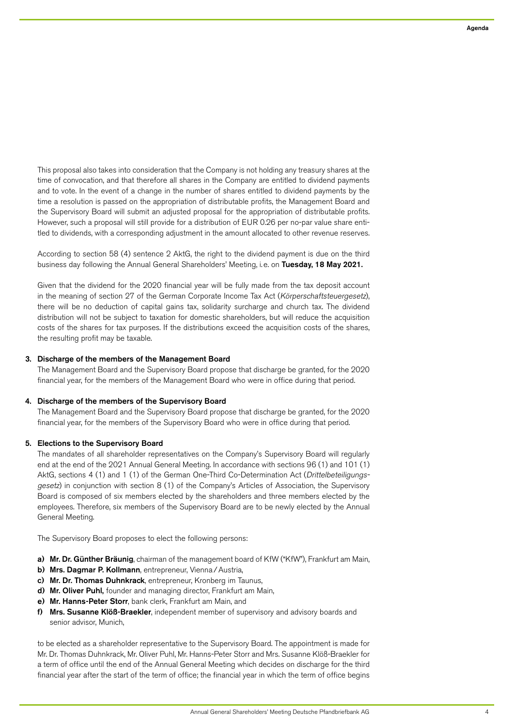This proposal also takes into consideration that the Company is not holding any treasury shares at the time of convocation, and that therefore all shares in the Company are entitled to dividend payments and to vote. In the event of a change in the number of shares entitled to dividend payments by the time a resolution is passed on the appropriation of distributable profits, the Management Board and the Supervisory Board will submit an adjusted proposal for the appropriation of distributable profits. However, such a proposal will still provide for a distribution of EUR 0.26 per no-par value share entitled to dividends, with a corresponding adjustment in the amount allocated to other revenue reserves.

According to section 58 (4) sentence 2 AktG, the right to the dividend payment is due on the third business day following the Annual General Shareholders' Meeting, i.e. on **Tuesday, 18 May 2021.**

Given that the dividend for the 2020 financial year will be fully made from the tax deposit account in the meaning of section 27 of the German Corporate Income Tax Act (*Körperschaftsteuergesetz*), there will be no deduction of capital gains tax, solidarity surcharge and church tax. The dividend distribution will not be subject to taxation for domestic shareholders, but will reduce the acquisition costs of the shares for tax purposes. If the distributions exceed the acquisition costs of the shares, the resulting profit may be taxable.

**3. Discharge of the members of the Management Board**

The Management Board and the Supervisory Board propose that discharge be granted, for the 2020 financial year, for the members of the Management Board who were in office during that period.

**4. Discharge of the members of the Supervisory Board**

The Management Board and the Supervisory Board propose that discharge be granted, for the 2020 financial year, for the members of the Supervisory Board who were in office during that period.

**5. Elections to the Supervisory Board**

The mandates of all shareholder representatives on the Company's Supervisory Board will regularly end at the end of the 2021 Annual General Meeting. In accordance with sections 96 (1) and 101 (1) AktG, sections 4 (1) and 1 (1) of the German One-Third Co-Determination Act (*Drittelbeteiligungsgesetz*) in conjunction with section 8 (1) of the Company's Articles of Association, the Supervisory Board is composed of six members elected by the shareholders and three members elected by the employees. Therefore, six members of the Supervisory Board are to be newly elected by the Annual General Meeting.

The Supervisory Board proposes to elect the following persons:

**a) Mr. Dr. Günther Bräunig**, chairman of the management board of KfW ("KfW"), Frankfurt am Main,
**b) Mrs. Dagmar P. Kollmann**, entrepreneur, Vienna / Austria,
**c) Mr. Dr. Thomas Duhnkrack**, entrepreneur, Kronberg im Taunus,
**d) Mr. Oliver Puhl,** founder and managing director, Frankfurt am Main,
**e) Mr. Hanns-Peter Storr**, bank clerk, Frankfurt am Main, and
**f) Mrs. Susanne Klöß-Braekler**, independent member of supervisory and advisory boards and senior advisor, Munich,

to be elected as a shareholder representative to the Supervisory Board. The appointment is made for Mr. Dr. Thomas Duhnkrack, Mr. Oliver Puhl, Mr. Hanns-Peter Storr and Mrs. Susanne Klöß-Braekler for a term of office until the end of the Annual General Meeting which decides on discharge for the third financial year after the start of the term of office; the financial year in which the term of office begins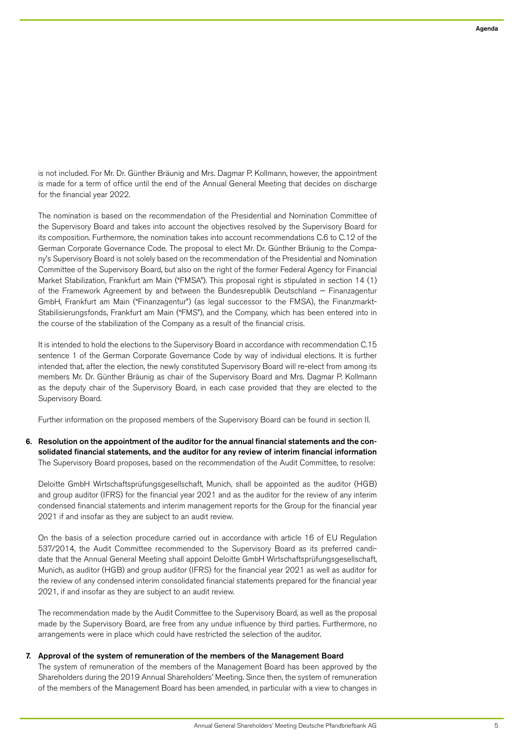is not included. For Mr. Dr. Günther Bräunig and Mrs. Dagmar P. Kollmann, however, the appointment is made for a term of office until the end of the Annual General Meeting that decides on discharge for the financial year 2022.

The nomination is based on the recommendation of the Presidential and Nomination Committee of the Supervisory Board and takes into account the objectives resolved by the Supervisory Board for its composition. Furthermore, the nomination takes into account recommendations C.6 to C.12 of the German Corporate Governance Code. The proposal to elect Mr. Dr. Günther Bräunig to the Company's Supervisory Board is not solely based on the recommendation of the Presidential and Nomination Committee of the Supervisory Board, but also on the right of the former Federal Agency for Financial Market Stabilization, Frankfurt am Main ("FMSA"). This proposal right is stipulated in section 14 (1) of the Framework Agreement by and between the Bundesrepublik Deutschland – Finanzagentur GmbH, Frankfurt am Main ("Finanzagentur") (as legal successor to the FMSA), the Finanzmarkt-Stabilisierungsfonds, Frankfurt am Main ("FMS"), and the Company, which has been entered into in the course of the stabilization of the Company as a result of the financial crisis.

It is intended to hold the elections to the Supervisory Board in accordance with recommendation C.15 sentence 1 of the German Corporate Governance Code by way of individual elections. It is further intended that, after the election, the newly constituted Supervisory Board will re-elect from among its members Mr. Dr. Günther Bräunig as chair of the Supervisory Board and Mrs. Dagmar P. Kollmann as the deputy chair of the Supervisory Board, in each case provided that they are elected to the Supervisory Board.

Further information on the proposed members of the Supervisory Board can be found in section II.

**6. Resolution on the appointment of the auditor for the annual financial statements and the consolidated financial statements, and the auditor for any review of interim financial information**

The Supervisory Board proposes, based on the recommendation of the Audit Committee, to resolve:

Deloitte GmbH Wirtschaftsprüfungsgesellschaft, Munich, shall be appointed as the auditor (HGB) and group auditor (IFRS) for the financial year 2021 and as the auditor for the review of any interim condensed financial statements and interim management reports for the Group for the financial year 2021 if and insofar as they are subject to an audit review.

On the basis of a selection procedure carried out in accordance with article 16 of EU Regulation 537/2014, the Audit Committee recommended to the Supervisory Board as its preferred candidate that the Annual General Meeting shall appoint Deloitte GmbH Wirtschaftsprüfungsgesellschaft, Munich, as auditor (HGB) and group auditor (IFRS) for the financial year 2021 as well as auditor for the review of any condensed interim consolidated financial statements prepared for the financial year 2021, if and insofar as they are subject to an audit review.

The recommendation made by the Audit Committee to the Supervisory Board, as well as the proposal made by the Supervisory Board, are free from any undue influence by third parties. Furthermore, no arrangements were in place which could have restricted the selection of the auditor.

**7. Approval of the system of remuneration of the members of the Management Board**

The system of remuneration of the members of the Management Board has been approved by the Shareholders during the 2019 Annual Shareholders' Meeting. Since then, the system of remuneration of the members of the Management Board has been amended, in particular with a view to changes in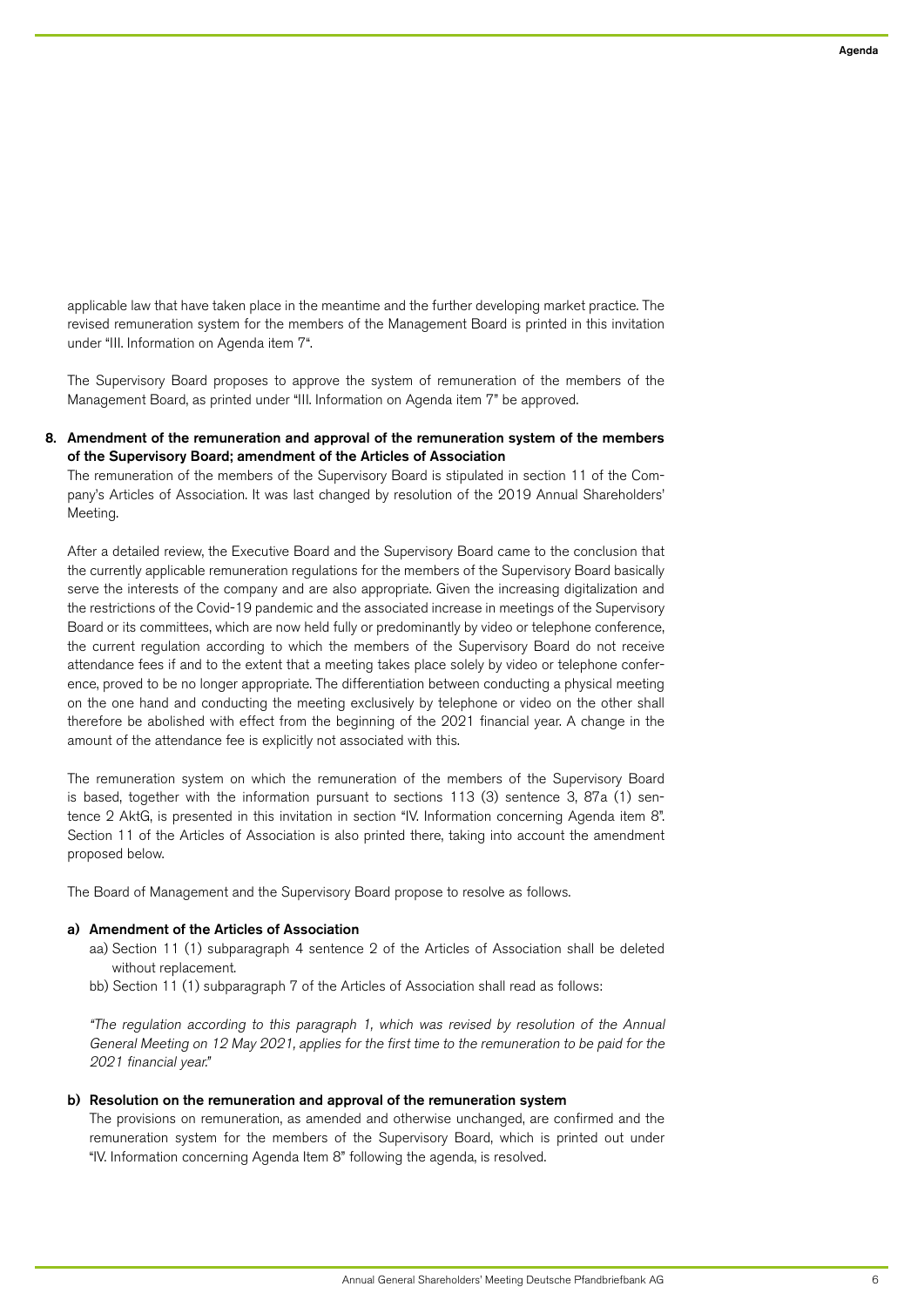applicable law that have taken place in the meantime and the further developing market practice. The revised remuneration system for the members of the Management Board is printed in this invitation under "III. Information on Agenda item 7".

The Supervisory Board proposes to approve the system of remuneration of the members of the Management Board, as printed under "III. Information on Agenda item 7" be approved.

**8. Amendment of the remuneration and approval of the remuneration system of the members of the Supervisory Board; amendment of the Articles of Association**

The remuneration of the members of the Supervisory Board is stipulated in section 11 of the Company's Articles of Association. It was last changed by resolution of the 2019 Annual Shareholders' Meeting.

After a detailed review, the Executive Board and the Supervisory Board came to the conclusion that the currently applicable remuneration regulations for the members of the Supervisory Board basically serve the interests of the company and are also appropriate. Given the increasing digitalization and the restrictions of the Covid-19 pandemic and the associated increase in meetings of the Supervisory Board or its committees, which are now held fully or predominantly by video or telephone conference, the current regulation according to which the members of the Supervisory Board do not receive attendance fees if and to the extent that a meeting takes place solely by video or telephone conference, proved to be no longer appropriate. The differentiation between conducting a physical meeting on the one hand and conducting the meeting exclusively by telephone or video on the other shall therefore be abolished with effect from the beginning of the 2021 financial year. A change in the amount of the attendance fee is explicitly not associated with this.

The remuneration system on which the remuneration of the members of the Supervisory Board is based, together with the information pursuant to sections 113 (3) sentence 3, 87a (1) sentence 2 AktG, is presented in this invitation in section "IV. Information concerning Agenda item 8". Section 11 of the Articles of Association is also printed there, taking into account the amendment proposed below.

The Board of Management and the Supervisory Board propose to resolve as follows.

**a) Amendment of the Articles of Association**

aa) Section 11 (1) subparagraph 4 sentence 2 of the Articles of Association shall be deleted without replacement.

bb) Section 11 (1) subparagraph 7 of the Articles of Association shall read as follows:

*"The regulation according to this paragraph 1, which was revised by resolution of the Annual General Meeting on 12 May 2021, applies for the first time to the remuneration to be paid for the 2021 financial year."*

**b) Resolution on the remuneration and approval of the remuneration system**

The provisions on remuneration, as amended and otherwise unchanged, are confirmed and the remuneration system for the members of the Supervisory Board, which is printed out under "IV. Information concerning Agenda Item 8" following the agenda, is resolved.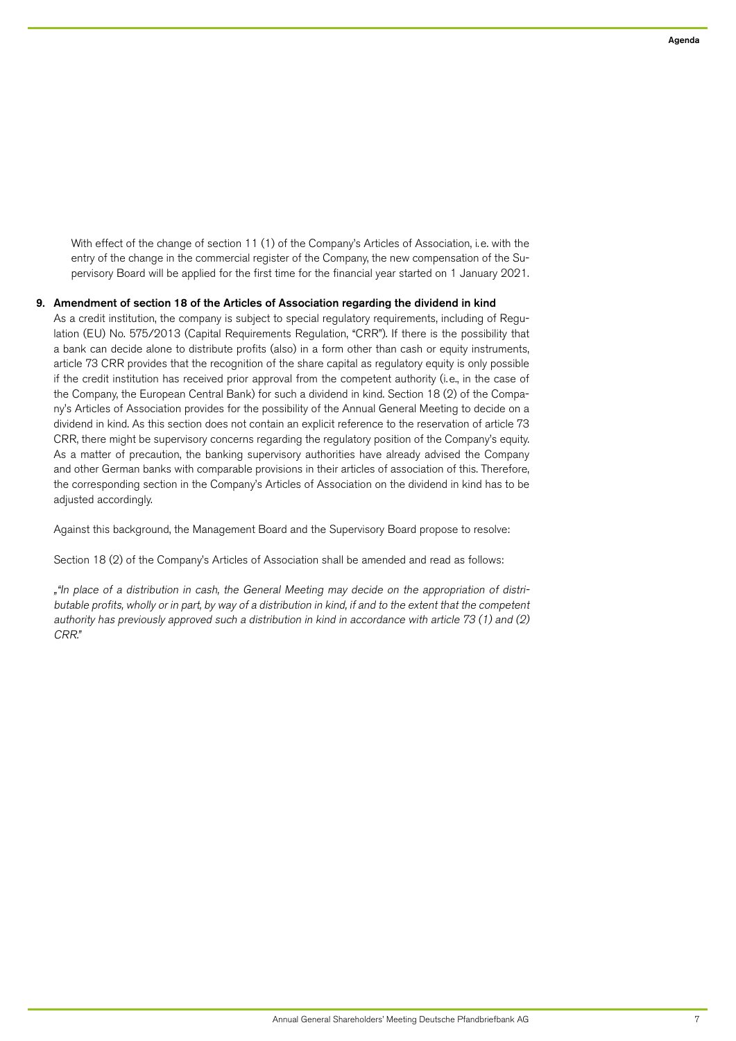With effect of the change of section 11 (1) of the Company's Articles of Association, i.e. with the entry of the change in the commercial register of the Company, the new compensation of the Supervisory Board will be applied for the first time for the financial year started on 1 January 2021.

## 9. Amendment of section 18 of the Articles of Association regarding the dividend in kind

As a credit institution, the company is subject to special regulatory requirements, including of Regulation (EU) No. 575/2013 (Capital Requirements Regulation, "CRR"). If there is the possibility that a bank can decide alone to distribute profits (also) in a form other than cash or equity instruments, article 73 CRR provides that the recognition of the share capital as regulatory equity is only possible if the credit institution has received prior approval from the competent authority (i.e., in the case of the Company, the European Central Bank) for such a dividend in kind. Section 18 (2) of the Company's Articles of Association provides for the possibility of the Annual General Meeting to decide on a dividend in kind. As this section does not contain an explicit reference to the reservation of article 73 CRR, there might be supervisory concerns regarding the regulatory position of the Company's equity. As a matter of precaution, the banking supervisory authorities have already advised the Company and other German banks with comparable provisions in their articles of association of this. Therefore, the corresponding section in the Company's Articles of Association on the dividend in kind has to be adjusted accordingly.

Against this background, the Management Board and the Supervisory Board propose to resolve:

Section 18 (2) of the Company's Articles of Association shall be amended and read as follows:

*„"In place of a distribution in cash, the General Meeting may decide on the appropriation of distributable profits, wholly or in part, by way of a distribution in kind, if and to the extent that the competent authority has previously approved such a distribution in kind in accordance with article 73 (1) and (2) CRR."*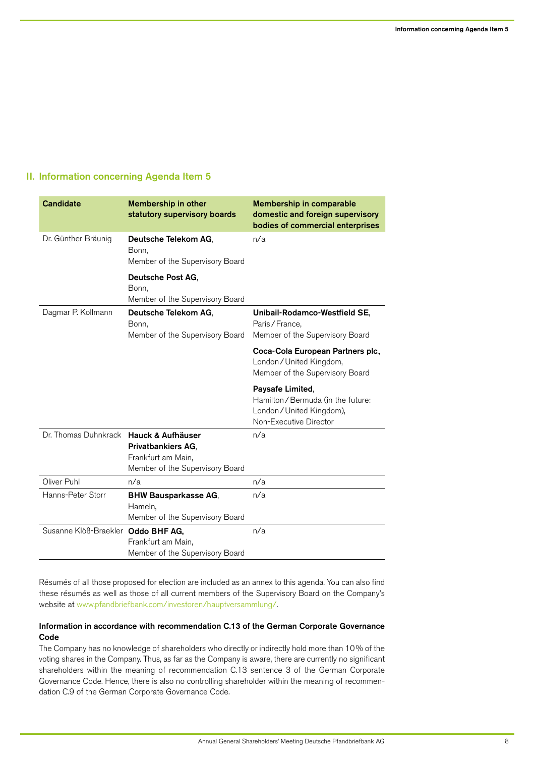## II. Information concerning Agenda Item 5

| Candidate | Membership in other statutory supervisory boards | Membership in comparable domestic and foreign supervisory bodies of commercial enterprises |
|---|---|---|
| Dr. Günther Bräunig | **Deutsche Telekom AG**, Bonn, Member of the Supervisory Board<br><br>**Deutsche Post AG**, Bonn, Member of the Supervisory Board | n/a |
| Dagmar P. Kollmann | **Deutsche Telekom AG**, Bonn, Member of the Supervisory Board | **Unibail-Rodamco-Westfield SE**, Paris / France, Member of the Supervisory Board<br><br>**Coca-Cola European Partners plc.**, London / United Kingdom, Member of the Supervisory Board<br><br>**Paysafe Limited**, Hamilton / Bermuda (in the future: London / United Kingdom), Non-Executive Director |
| Dr. Thomas Duhnkrack | **Hauck & Aufhäuser Privatbankiers AG**, Frankfurt am Main, Member of the Supervisory Board | n/a |
| Oliver Puhl | n/a | n/a |
| Hanns-Peter Storr | **BHW Bausparkasse AG**, Hameln, Member of the Supervisory Board | n/a |
| Susanne Klöß-Braekler | **Oddo BHF AG,** Frankfurt am Main, Member of the Supervisory Board | n/a |

Résumés of all those proposed for election are included as an annex to this agenda. You can also find these résumés as well as those of all current members of the Supervisory Board on the Company's website at www.pfandbriefbank.com/investoren/hauptversammlung/.

**Information in accordance with recommendation C.13 of the German Corporate Governance Code**

The Company has no knowledge of shareholders who directly or indirectly hold more than 10% of the voting shares in the Company. Thus, as far as the Company is aware, there are currently no significant shareholders within the meaning of recommendation C.13 sentence 3 of the German Corporate Governance Code. Hence, there is also no controlling shareholder within the meaning of recommendation C.9 of the German Corporate Governance Code.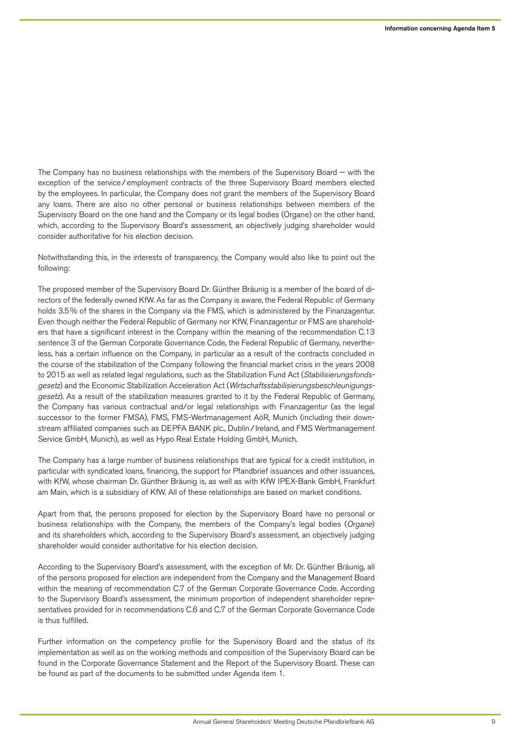The Company has no business relationships with the members of the Supervisory Board – with the exception of the service / employment contracts of the three Supervisory Board members elected by the employees. In particular, the Company does not grant the members of the Supervisory Board any loans. There are also no other personal or business relationships between members of the Supervisory Board on the one hand and the Company or its legal bodies (Organe) on the other hand, which, according to the Supervisory Board's assessment, an objectively judging shareholder would consider authoritative for his election decision.

Notwithstanding this, in the interests of transparency, the Company would also like to point out the following:

The proposed member of the Supervisory Board Dr. Günther Bräunig is a member of the board of directors of the federally owned KfW. As far as the Company is aware, the Federal Republic of Germany holds 3.5 % of the shares in the Company via the FMS, which is administered by the Finanzagentur. Even though neither the Federal Republic of Germany nor KfW, Finanzagentur or FMS are shareholders that have a significant interest in the Company within the meaning of the recommendation C.13 sentence 3 of the German Corporate Governance Code, the Federal Republic of Germany, nevertheless, has a certain influence on the Company, in particular as a result of the contracts concluded in the course of the stabilization of the Company following the financial market crisis in the years 2008 to 2015 as well as related legal regulations, such as the Stabilization Fund Act (*Stabilisierungsfondsgesetz*) and the Economic Stabilization Acceleration Act (*Wirtschaftsstabilisierungsbeschleunigungsgesetz*). As a result of the stabilization measures granted to it by the Federal Republic of Germany, the Company has various contractual and/or legal relationships with Finanzagentur (as the legal successor to the former FMSA), FMS, FMS-Wertmanagement AöR, Munich (including their downstream affiliated companies such as DEPFA BANK plc., Dublin / Ireland, and FMS Wertmanagement Service GmbH, Munich), as well as Hypo Real Estate Holding GmbH, Munich.

The Company has a large number of business relationships that are typical for a credit institution, in particular with syndicated loans, financing, the support for Pfandbrief issuances and other issuances, with KfW, whose chairman Dr. Günther Bräunig is, as well as with KfW IPEX-Bank GmbH, Frankfurt am Main, which is a subsidiary of KfW. All of these relationships are based on market conditions.

Apart from that, the persons proposed for election by the Supervisory Board have no personal or business relationships with the Company, the members of the Company's legal bodies (*Organe*) and its shareholders which, according to the Supervisory Board's assessment, an objectively judging shareholder would consider authoritative for his election decision.

According to the Supervisory Board's assessment, with the exception of Mr. Dr. Günther Bräunig, all of the persons proposed for election are independent from the Company and the Management Board within the meaning of recommendation C.7 of the German Corporate Governance Code. According to the Supervisory Board's assessment, the minimum proportion of independent shareholder representatives provided for in recommendations C.6 and C.7 of the German Corporate Governance Code is thus fulfilled.

Further information on the competency profile for the Supervisory Board and the status of its implementation as well as on the working methods and composition of the Supervisory Board can be found in the Corporate Governance Statement and the Report of the Supervisory Board. These can be found as part of the documents to be submitted under Agenda item 1.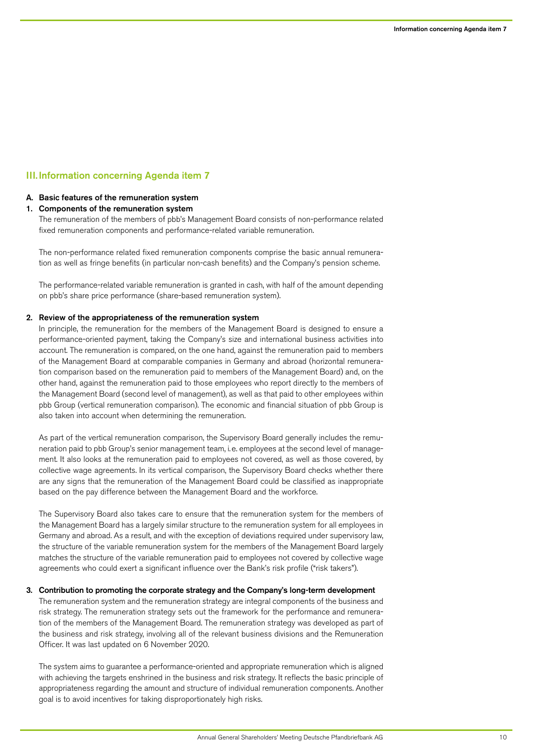## III. Information concerning Agenda item 7

### A. Basic features of the remuneration system

#### 1. Components of the remuneration system

The remuneration of the members of pbb's Management Board consists of non-performance related fixed remuneration components and performance-related variable remuneration.

The non-performance related fixed remuneration components comprise the basic annual remuneration as well as fringe benefits (in particular non-cash benefits) and the Company's pension scheme.

The performance-related variable remuneration is granted in cash, with half of the amount depending on pbb's share price performance (share-based remuneration system).

#### 2. Review of the appropriateness of the remuneration system

In principle, the remuneration for the members of the Management Board is designed to ensure a performance-oriented payment, taking the Company's size and international business activities into account. The remuneration is compared, on the one hand, against the remuneration paid to members of the Management Board at comparable companies in Germany and abroad (horizontal remuneration comparison based on the remuneration paid to members of the Management Board) and, on the other hand, against the remuneration paid to those employees who report directly to the members of the Management Board (second level of management), as well as that paid to other employees within pbb Group (vertical remuneration comparison). The economic and financial situation of pbb Group is also taken into account when determining the remuneration.

As part of the vertical remuneration comparison, the Supervisory Board generally includes the remuneration paid to pbb Group's senior management team, i.e. employees at the second level of management. It also looks at the remuneration paid to employees not covered, as well as those covered, by collective wage agreements. In its vertical comparison, the Supervisory Board checks whether there are any signs that the remuneration of the Management Board could be classified as inappropriate based on the pay difference between the Management Board and the workforce.

The Supervisory Board also takes care to ensure that the remuneration system for the members of the Management Board has a largely similar structure to the remuneration system for all employees in Germany and abroad. As a result, and with the exception of deviations required under supervisory law, the structure of the variable remuneration system for the members of the Management Board largely matches the structure of the variable remuneration paid to employees not covered by collective wage agreements who could exert a significant influence over the Bank's risk profile ("risk takers").

#### 3. Contribution to promoting the corporate strategy and the Company's long-term development

The remuneration system and the remuneration strategy are integral components of the business and risk strategy. The remuneration strategy sets out the framework for the performance and remuneration of the members of the Management Board. The remuneration strategy was developed as part of the business and risk strategy, involving all of the relevant business divisions and the Remuneration Officer. It was last updated on 6 November 2020.

The system aims to guarantee a performance-oriented and appropriate remuneration which is aligned with achieving the targets enshrined in the business and risk strategy. It reflects the basic principle of appropriateness regarding the amount and structure of individual remuneration components. Another goal is to avoid incentives for taking disproportionately high risks.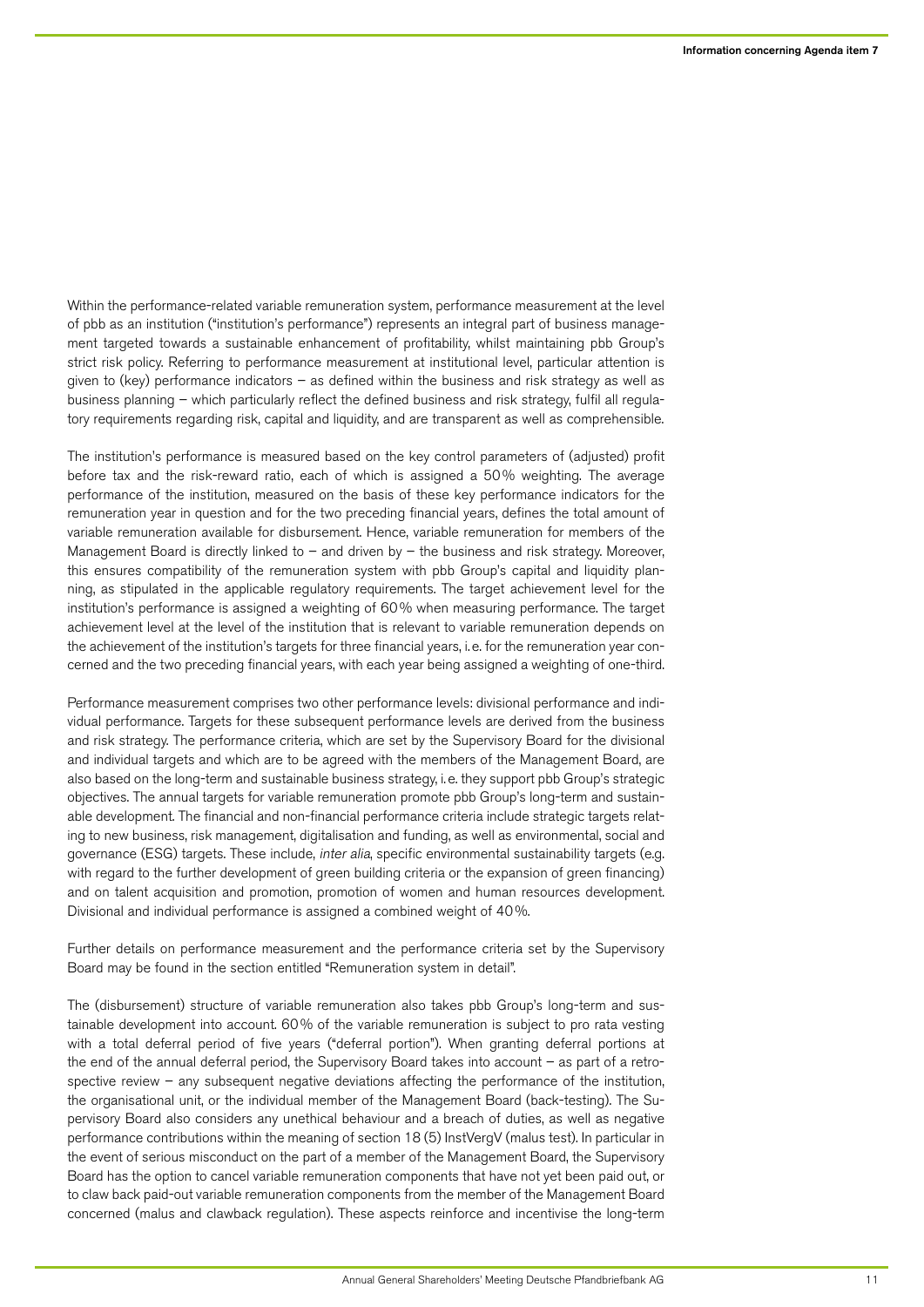Within the performance-related variable remuneration system, performance measurement at the level of pbb as an institution ("institution's performance") represents an integral part of business management targeted towards a sustainable enhancement of profitability, whilst maintaining pbb Group's strict risk policy. Referring to performance measurement at institutional level, particular attention is given to (key) performance indicators – as defined within the business and risk strategy as well as business planning – which particularly reflect the defined business and risk strategy, fulfil all regulatory requirements regarding risk, capital and liquidity, and are transparent as well as comprehensible.

The institution's performance is measured based on the key control parameters of (adjusted) profit before tax and the risk-reward ratio, each of which is assigned a 50% weighting. The average performance of the institution, measured on the basis of these key performance indicators for the remuneration year in question and for the two preceding financial years, defines the total amount of variable remuneration available for disbursement. Hence, variable remuneration for members of the Management Board is directly linked to – and driven by – the business and risk strategy. Moreover, this ensures compatibility of the remuneration system with pbb Group's capital and liquidity planning, as stipulated in the applicable regulatory requirements. The target achievement level for the institution's performance is assigned a weighting of 60% when measuring performance. The target achievement level at the level of the institution that is relevant to variable remuneration depends on the achievement of the institution's targets for three financial years, i.e. for the remuneration year concerned and the two preceding financial years, with each year being assigned a weighting of one-third.

Performance measurement comprises two other performance levels: divisional performance and individual performance. Targets for these subsequent performance levels are derived from the business and risk strategy. The performance criteria, which are set by the Supervisory Board for the divisional and individual targets and which are to be agreed with the members of the Management Board, are also based on the long-term and sustainable business strategy, i.e. they support pbb Group's strategic objectives. The annual targets for variable remuneration promote pbb Group's long-term and sustainable development. The financial and non-financial performance criteria include strategic targets relating to new business, risk management, digitalisation and funding, as well as environmental, social and governance (ESG) targets. These include, *inter alia*, specific environmental sustainability targets (e.g. with regard to the further development of green building criteria or the expansion of green financing) and on talent acquisition and promotion, promotion of women and human resources development. Divisional and individual performance is assigned a combined weight of 40%.

Further details on performance measurement and the performance criteria set by the Supervisory Board may be found in the section entitled "Remuneration system in detail".

The (disbursement) structure of variable remuneration also takes pbb Group's long-term and sustainable development into account. 60% of the variable remuneration is subject to pro rata vesting with a total deferral period of five years ("deferral portion"). When granting deferral portions at the end of the annual deferral period, the Supervisory Board takes into account – as part of a retrospective review – any subsequent negative deviations affecting the performance of the institution, the organisational unit, or the individual member of the Management Board (back-testing). The Supervisory Board also considers any unethical behaviour and a breach of duties, as well as negative performance contributions within the meaning of section 18 (5) InstVergV (malus test). In particular in the event of serious misconduct on the part of a member of the Management Board, the Supervisory Board has the option to cancel variable remuneration components that have not yet been paid out, or to claw back paid-out variable remuneration components from the member of the Management Board concerned (malus and clawback regulation). These aspects reinforce and incentivise the long-term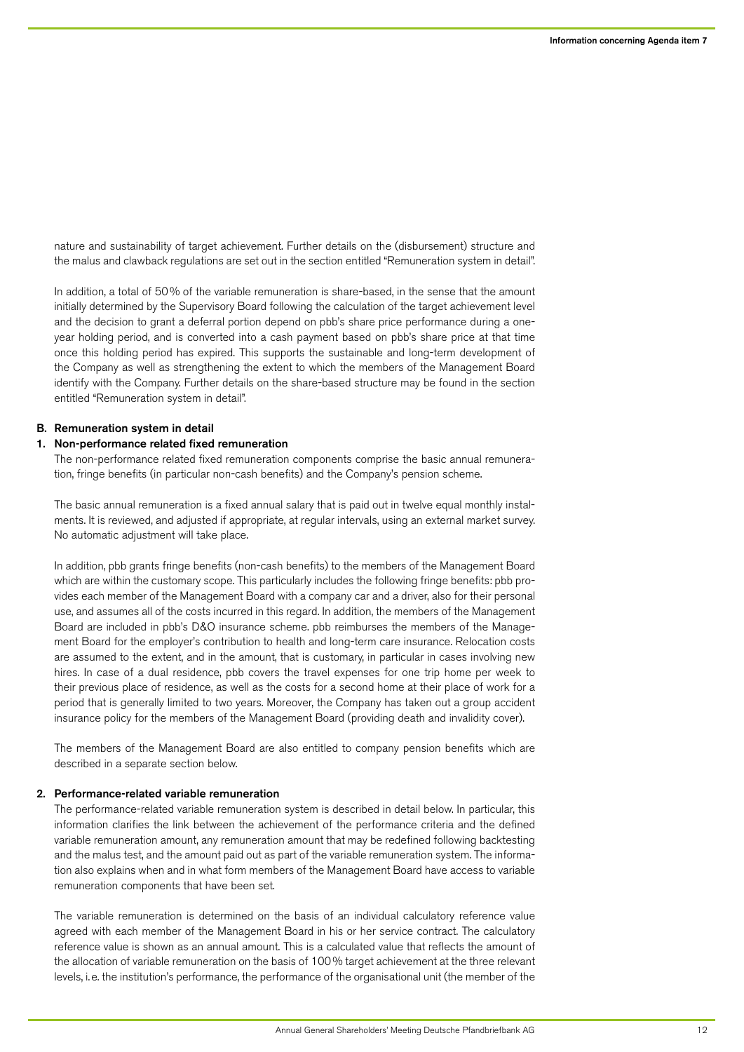nature and sustainability of target achievement. Further details on the (disbursement) structure and the malus and clawback regulations are set out in the section entitled "Remuneration system in detail".

In addition, a total of 50% of the variable remuneration is share-based, in the sense that the amount initially determined by the Supervisory Board following the calculation of the target achievement level and the decision to grant a deferral portion depend on pbb's share price performance during a one-year holding period, and is converted into a cash payment based on pbb's share price at that time once this holding period has expired. This supports the sustainable and long-term development of the Company as well as strengthening the extent to which the members of the Management Board identify with the Company. Further details on the share-based structure may be found in the section entitled "Remuneration system in detail".

## B. Remuneration system in detail

### 1. Non-performance related fixed remuneration

The non-performance related fixed remuneration components comprise the basic annual remuneration, fringe benefits (in particular non-cash benefits) and the Company's pension scheme.

The basic annual remuneration is a fixed annual salary that is paid out in twelve equal monthly instalments. It is reviewed, and adjusted if appropriate, at regular intervals, using an external market survey. No automatic adjustment will take place.

In addition, pbb grants fringe benefits (non-cash benefits) to the members of the Management Board which are within the customary scope. This particularly includes the following fringe benefits: pbb provides each member of the Management Board with a company car and a driver, also for their personal use, and assumes all of the costs incurred in this regard. In addition, the members of the Management Board are included in pbb's D&O insurance scheme. pbb reimburses the members of the Management Board for the employer's contribution to health and long-term care insurance. Relocation costs are assumed to the extent, and in the amount, that is customary, in particular in cases involving new hires. In case of a dual residence, pbb covers the travel expenses for one trip home per week to their previous place of residence, as well as the costs for a second home at their place of work for a period that is generally limited to two years. Moreover, the Company has taken out a group accident insurance policy for the members of the Management Board (providing death and invalidity cover).

The members of the Management Board are also entitled to company pension benefits which are described in a separate section below.

### 2. Performance-related variable remuneration

The performance-related variable remuneration system is described in detail below. In particular, this information clarifies the link between the achievement of the performance criteria and the defined variable remuneration amount, any remuneration amount that may be redefined following backtesting and the malus test, and the amount paid out as part of the variable remuneration system. The information also explains when and in what form members of the Management Board have access to variable remuneration components that have been set.

The variable remuneration is determined on the basis of an individual calculatory reference value agreed with each member of the Management Board in his or her service contract. The calculatory reference value is shown as an annual amount. This is a calculated value that reflects the amount of the allocation of variable remuneration on the basis of 100% target achievement at the three relevant levels, i.e. the institution's performance, the performance of the organisational unit (the member of the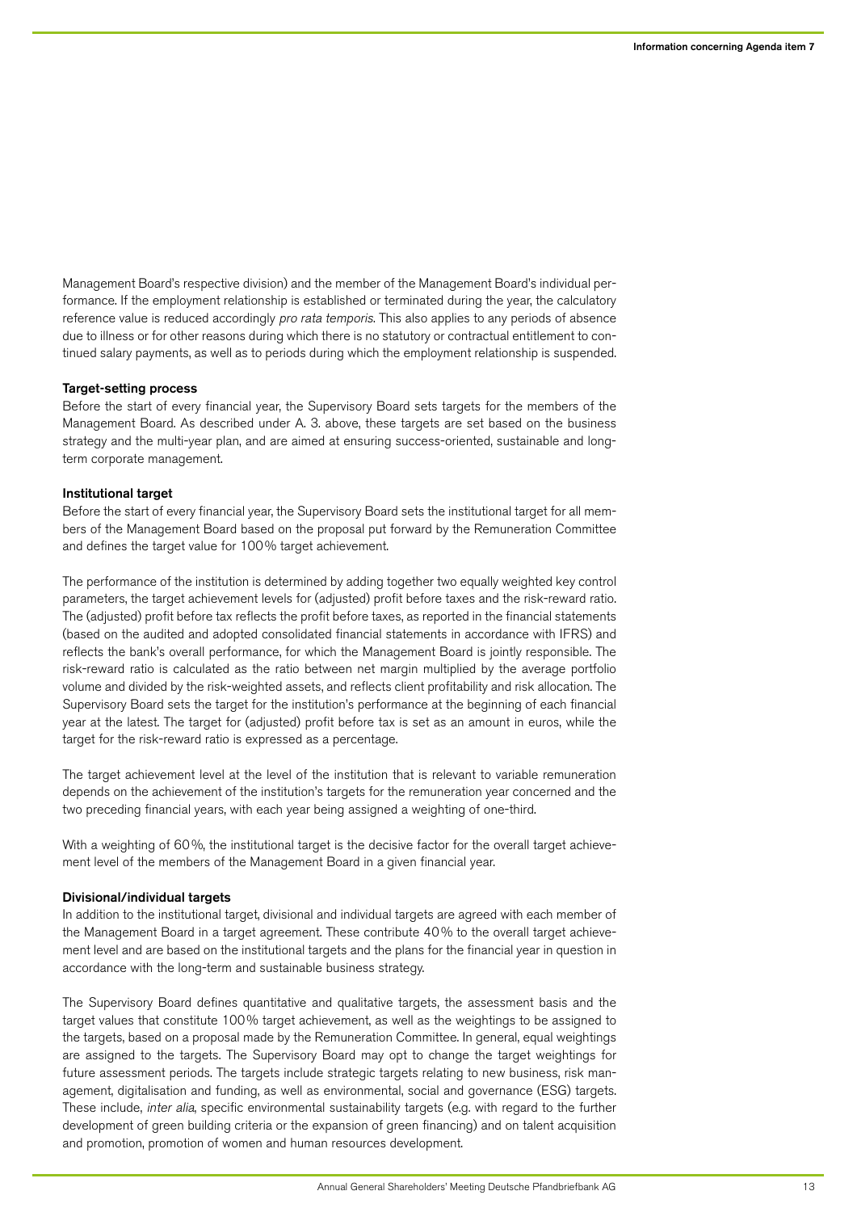Management Board's respective division) and the member of the Management Board's individual performance. If the employment relationship is established or terminated during the year, the calculatory reference value is reduced accordingly *pro rata temporis*. This also applies to any periods of absence due to illness or for other reasons during which there is no statutory or contractual entitlement to continued salary payments, as well as to periods during which the employment relationship is suspended.

**Target-setting process**

Before the start of every financial year, the Supervisory Board sets targets for the members of the Management Board. As described under A. 3. above, these targets are set based on the business strategy and the multi-year plan, and are aimed at ensuring success-oriented, sustainable and long-term corporate management.

**Institutional target**

Before the start of every financial year, the Supervisory Board sets the institutional target for all members of the Management Board based on the proposal put forward by the Remuneration Committee and defines the target value for 100% target achievement.

The performance of the institution is determined by adding together two equally weighted key control parameters, the target achievement levels for (adjusted) profit before taxes and the risk-reward ratio. The (adjusted) profit before tax reflects the profit before taxes, as reported in the financial statements (based on the audited and adopted consolidated financial statements in accordance with IFRS) and reflects the bank's overall performance, for which the Management Board is jointly responsible. The risk-reward ratio is calculated as the ratio between net margin multiplied by the average portfolio volume and divided by the risk-weighted assets, and reflects client profitability and risk allocation. The Supervisory Board sets the target for the institution's performance at the beginning of each financial year at the latest. The target for (adjusted) profit before tax is set as an amount in euros, while the target for the risk-reward ratio is expressed as a percentage.

The target achievement level at the level of the institution that is relevant to variable remuneration depends on the achievement of the institution's targets for the remuneration year concerned and the two preceding financial years, with each year being assigned a weighting of one-third.

With a weighting of 60%, the institutional target is the decisive factor for the overall target achievement level of the members of the Management Board in a given financial year.

**Divisional/individual targets**

In addition to the institutional target, divisional and individual targets are agreed with each member of the Management Board in a target agreement. These contribute 40% to the overall target achievement level and are based on the institutional targets and the plans for the financial year in question in accordance with the long-term and sustainable business strategy.

The Supervisory Board defines quantitative and qualitative targets, the assessment basis and the target values that constitute 100% target achievement, as well as the weightings to be assigned to the targets, based on a proposal made by the Remuneration Committee. In general, equal weightings are assigned to the targets. The Supervisory Board may opt to change the target weightings for future assessment periods. The targets include strategic targets relating to new business, risk management, digitalisation and funding, as well as environmental, social and governance (ESG) targets. These include, *inter alia*, specific environmental sustainability targets (e.g. with regard to the further development of green building criteria or the expansion of green financing) and on talent acquisition and promotion, promotion of women and human resources development.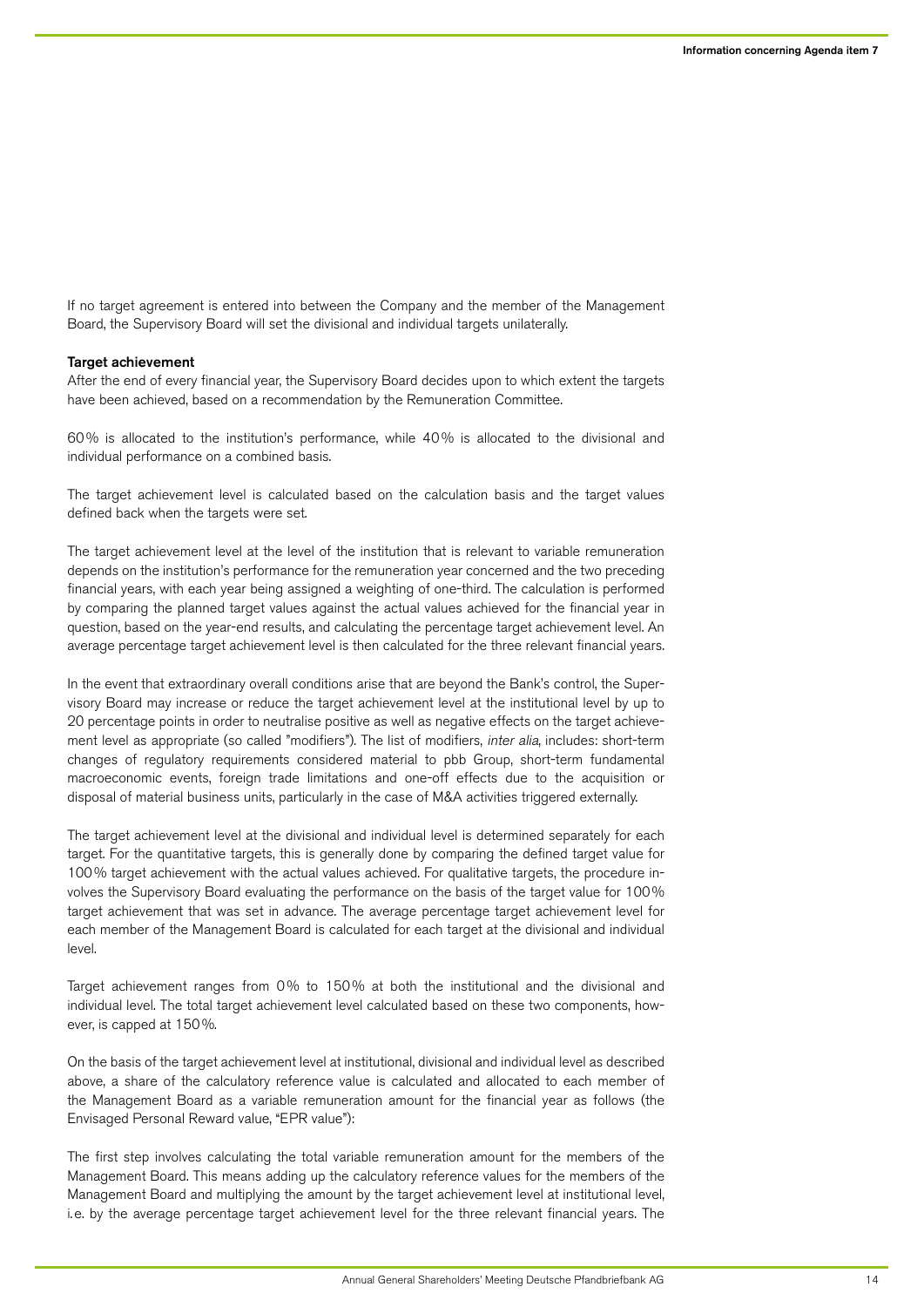If no target agreement is entered into between the Company and the member of the Management Board, the Supervisory Board will set the divisional and individual targets unilaterally.

**Target achievement**

After the end of every financial year, the Supervisory Board decides upon to which extent the targets have been achieved, based on a recommendation by the Remuneration Committee.

60% is allocated to the institution's performance, while 40% is allocated to the divisional and individual performance on a combined basis.

The target achievement level is calculated based on the calculation basis and the target values defined back when the targets were set.

The target achievement level at the level of the institution that is relevant to variable remuneration depends on the institution's performance for the remuneration year concerned and the two preceding financial years, with each year being assigned a weighting of one-third. The calculation is performed by comparing the planned target values against the actual values achieved for the financial year in question, based on the year-end results, and calculating the percentage target achievement level. An average percentage target achievement level is then calculated for the three relevant financial years.

In the event that extraordinary overall conditions arise that are beyond the Bank's control, the Supervisory Board may increase or reduce the target achievement level at the institutional level by up to 20 percentage points in order to neutralise positive as well as negative effects on the target achievement level as appropriate (so called "modifiers"). The list of modifiers, *inter alia*, includes: short-term changes of regulatory requirements considered material to pbb Group, short-term fundamental macroeconomic events, foreign trade limitations and one-off effects due to the acquisition or disposal of material business units, particularly in the case of M&A activities triggered externally.

The target achievement level at the divisional and individual level is determined separately for each target. For the quantitative targets, this is generally done by comparing the defined target value for 100% target achievement with the actual values achieved. For qualitative targets, the procedure involves the Supervisory Board evaluating the performance on the basis of the target value for 100% target achievement that was set in advance. The average percentage target achievement level for each member of the Management Board is calculated for each target at the divisional and individual level.

Target achievement ranges from 0% to 150% at both the institutional and the divisional and individual level. The total target achievement level calculated based on these two components, however, is capped at 150%.

On the basis of the target achievement level at institutional, divisional and individual level as described above, a share of the calculatory reference value is calculated and allocated to each member of the Management Board as a variable remuneration amount for the financial year as follows (the Envisaged Personal Reward value, "EPR value"):

The first step involves calculating the total variable remuneration amount for the members of the Management Board. This means adding up the calculatory reference values for the members of the Management Board and multiplying the amount by the target achievement level at institutional level, i.e. by the average percentage target achievement level for the three relevant financial years. The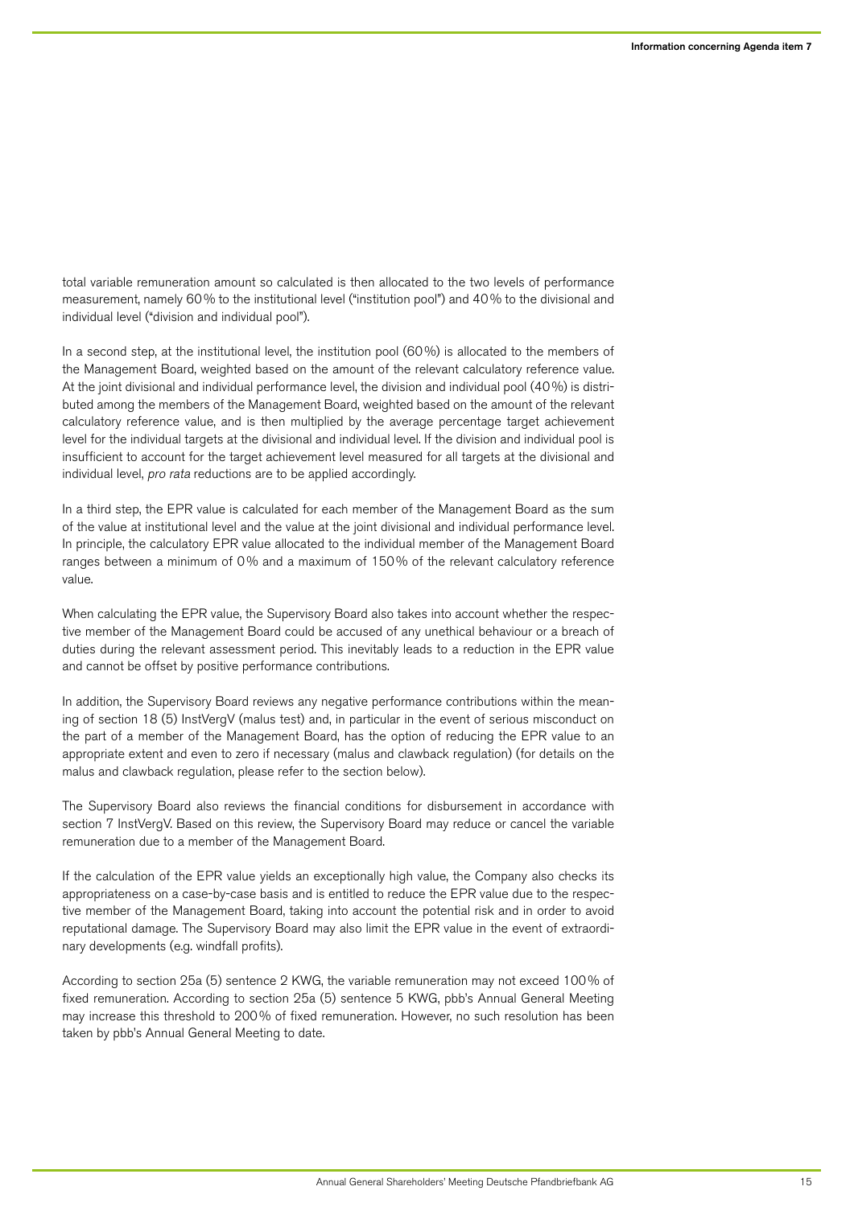total variable remuneration amount so calculated is then allocated to the two levels of performance measurement, namely 60% to the institutional level ("institution pool") and 40% to the divisional and individual level ("division and individual pool").

In a second step, at the institutional level, the institution pool (60%) is allocated to the members of the Management Board, weighted based on the amount of the relevant calculatory reference value. At the joint divisional and individual performance level, the division and individual pool (40%) is distributed among the members of the Management Board, weighted based on the amount of the relevant calculatory reference value, and is then multiplied by the average percentage target achievement level for the individual targets at the divisional and individual level. If the division and individual pool is insufficient to account for the target achievement level measured for all targets at the divisional and individual level, *pro rata* reductions are to be applied accordingly.

In a third step, the EPR value is calculated for each member of the Management Board as the sum of the value at institutional level and the value at the joint divisional and individual performance level. In principle, the calculatory EPR value allocated to the individual member of the Management Board ranges between a minimum of 0% and a maximum of 150% of the relevant calculatory reference value.

When calculating the EPR value, the Supervisory Board also takes into account whether the respective member of the Management Board could be accused of any unethical behaviour or a breach of duties during the relevant assessment period. This inevitably leads to a reduction in the EPR value and cannot be offset by positive performance contributions.

In addition, the Supervisory Board reviews any negative performance contributions within the meaning of section 18 (5) InstVergV (malus test) and, in particular in the event of serious misconduct on the part of a member of the Management Board, has the option of reducing the EPR value to an appropriate extent and even to zero if necessary (malus and clawback regulation) (for details on the malus and clawback regulation, please refer to the section below).

The Supervisory Board also reviews the financial conditions for disbursement in accordance with section 7 InstVergV. Based on this review, the Supervisory Board may reduce or cancel the variable remuneration due to a member of the Management Board.

If the calculation of the EPR value yields an exceptionally high value, the Company also checks its appropriateness on a case-by-case basis and is entitled to reduce the EPR value due to the respective member of the Management Board, taking into account the potential risk and in order to avoid reputational damage. The Supervisory Board may also limit the EPR value in the event of extraordinary developments (e.g. windfall profits).

According to section 25a (5) sentence 2 KWG, the variable remuneration may not exceed 100% of fixed remuneration. According to section 25a (5) sentence 5 KWG, pbb's Annual General Meeting may increase this threshold to 200% of fixed remuneration. However, no such resolution has been taken by pbb's Annual General Meeting to date.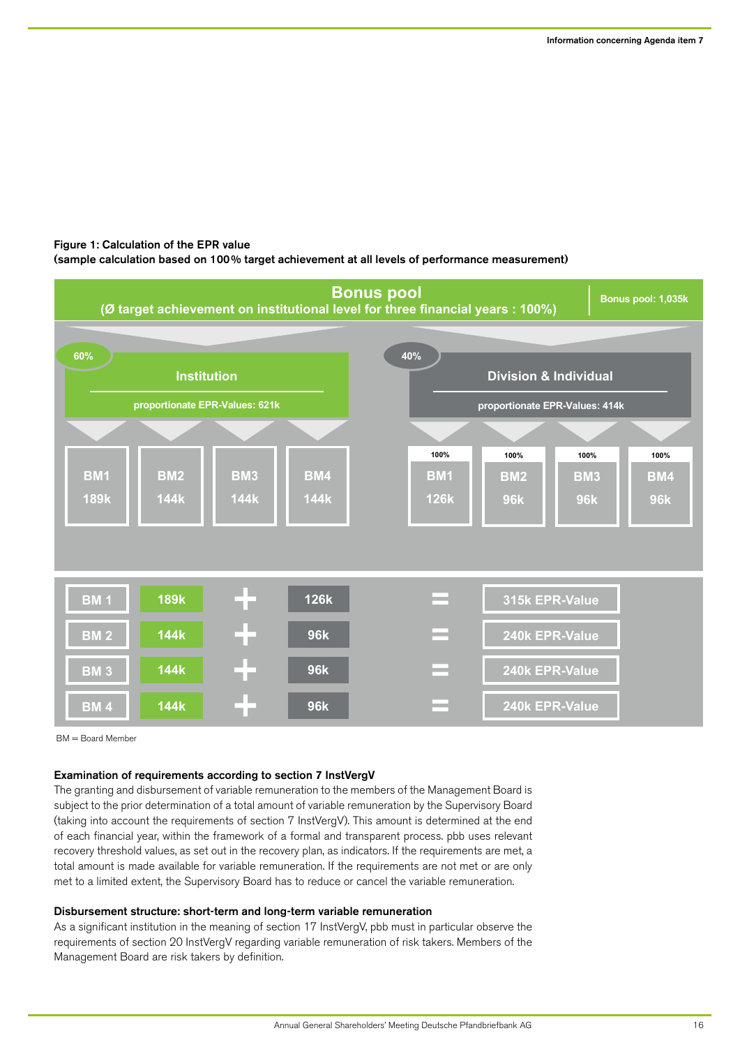**Figure 1: Calculation of the EPR value**
**(sample calculation based on 100% target achievement at all levels of performance measurement)**

**Bonus pool**
**(Ø target achievement on institutional level for three financial years : 100%)**

Bonus pool: 1,035k

60% **Institution** – proportionate EPR-Values: 621k

| BM1 | BM2 | BM3 | BM4 |
|---|---|---|---|
| 189k | 144k | 144k | 144k |

40% **Division & Individual** – proportionate EPR-Values: 414k

| | BM1 | BM2 | BM3 | BM4 |
|---|---|---|---|---|
| Target achievement | 100% | 100% | 100% | 100% |
| Value | 126k | 96k | 96k | 96k |

| | Institution | | Division & Individual | | EPR-Value |
|---|---|---|---|---|---|
| BM 1 | 189k | + | 126k | = | 315k EPR-Value |
| BM 2 | 144k | + | 96k | = | 240k EPR-Value |
| BM 3 | 144k | + | 96k | = | 240k EPR-Value |
| BM 4 | 144k | + | 96k | = | 240k EPR-Value |

BM = Board Member

#### Examination of requirements according to section 7 InstVergV

The granting and disbursement of variable remuneration to the members of the Management Board is subject to the prior determination of a total amount of variable remuneration by the Supervisory Board (taking into account the requirements of section 7 InstVergV). This amount is determined at the end of each financial year, within the framework of a formal and transparent process. pbb uses relevant recovery threshold values, as set out in the recovery plan, as indicators. If the requirements are met, a total amount is made available for variable remuneration. If the requirements are not met or are only met to a limited extent, the Supervisory Board has to reduce or cancel the variable remuneration.

#### Disbursement structure: short-term and long-term variable remuneration

As a significant institution in the meaning of section 17 InstVergV, pbb must in particular observe the requirements of section 20 InstVergV regarding variable remuneration of risk takers. Members of the Management Board are risk takers by definition.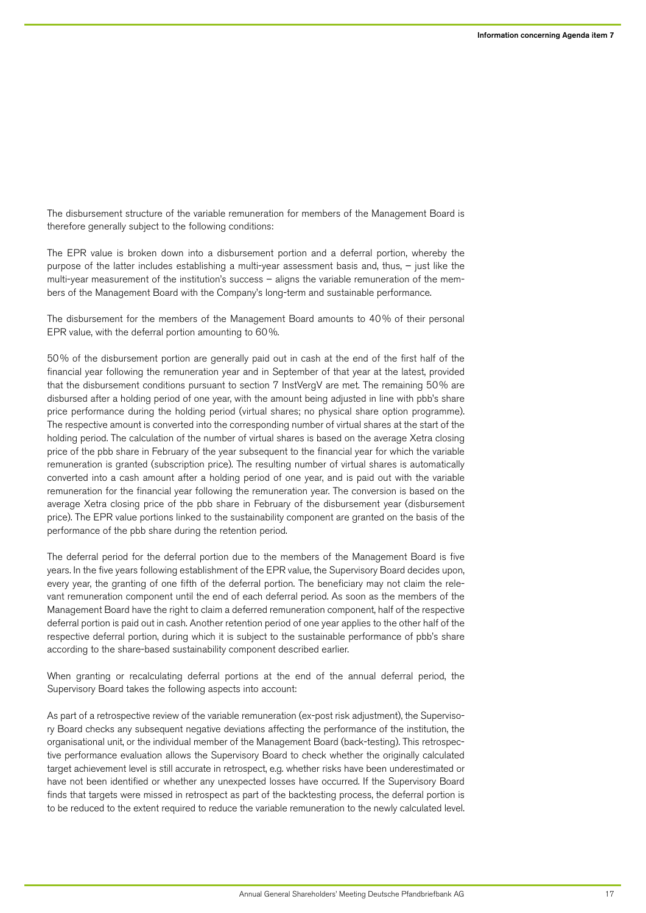The disbursement structure of the variable remuneration for members of the Management Board is therefore generally subject to the following conditions:

The EPR value is broken down into a disbursement portion and a deferral portion, whereby the purpose of the latter includes establishing a multi-year assessment basis and, thus, – just like the multi-year measurement of the institution's success – aligns the variable remuneration of the members of the Management Board with the Company's long-term and sustainable performance.

The disbursement for the members of the Management Board amounts to 40% of their personal EPR value, with the deferral portion amounting to 60%.

50% of the disbursement portion are generally paid out in cash at the end of the first half of the financial year following the remuneration year and in September of that year at the latest, provided that the disbursement conditions pursuant to section 7 InstVergV are met. The remaining 50% are disbursed after a holding period of one year, with the amount being adjusted in line with pbb's share price performance during the holding period (virtual shares; no physical share option programme). The respective amount is converted into the corresponding number of virtual shares at the start of the holding period. The calculation of the number of virtual shares is based on the average Xetra closing price of the pbb share in February of the year subsequent to the financial year for which the variable remuneration is granted (subscription price). The resulting number of virtual shares is automatically converted into a cash amount after a holding period of one year, and is paid out with the variable remuneration for the financial year following the remuneration year. The conversion is based on the average Xetra closing price of the pbb share in February of the disbursement year (disbursement price). The EPR value portions linked to the sustainability component are granted on the basis of the performance of the pbb share during the retention period.

The deferral period for the deferral portion due to the members of the Management Board is five years. In the five years following establishment of the EPR value, the Supervisory Board decides upon, every year, the granting of one fifth of the deferral portion. The beneficiary may not claim the relevant remuneration component until the end of each deferral period. As soon as the members of the Management Board have the right to claim a deferred remuneration component, half of the respective deferral portion is paid out in cash. Another retention period of one year applies to the other half of the respective deferral portion, during which it is subject to the sustainable performance of pbb's share according to the share-based sustainability component described earlier.

When granting or recalculating deferral portions at the end of the annual deferral period, the Supervisory Board takes the following aspects into account:

As part of a retrospective review of the variable remuneration (ex-post risk adjustment), the Supervisory Board checks any subsequent negative deviations affecting the performance of the institution, the organisational unit, or the individual member of the Management Board (back-testing). This retrospective performance evaluation allows the Supervisory Board to check whether the originally calculated target achievement level is still accurate in retrospect, e.g. whether risks have been underestimated or have not been identified or whether any unexpected losses have occurred. If the Supervisory Board finds that targets were missed in retrospect as part of the backtesting process, the deferral portion is to be reduced to the extent required to reduce the variable remuneration to the newly calculated level.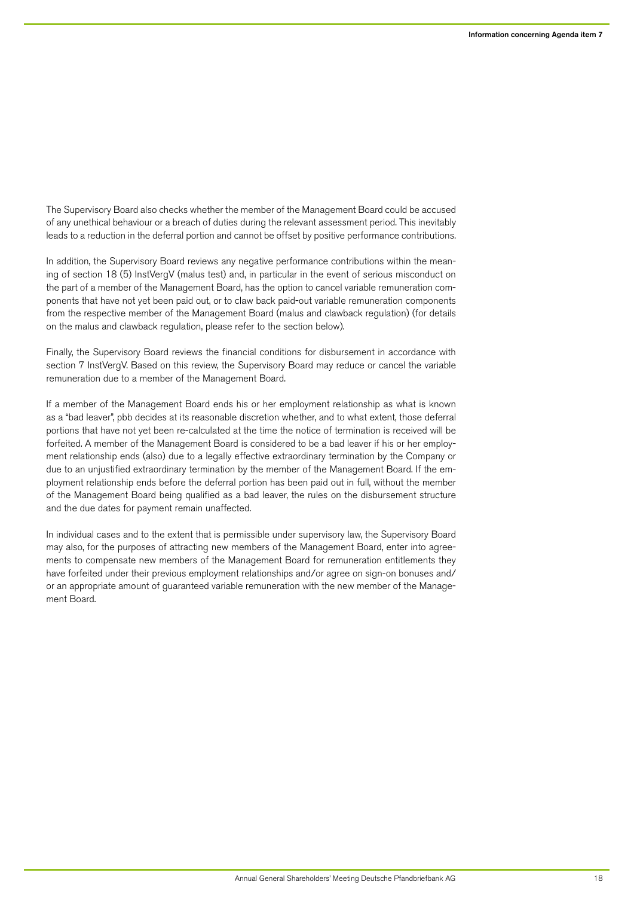The Supervisory Board also checks whether the member of the Management Board could be accused of any unethical behaviour or a breach of duties during the relevant assessment period. This inevitably leads to a reduction in the deferral portion and cannot be offset by positive performance contributions.

In addition, the Supervisory Board reviews any negative performance contributions within the meaning of section 18 (5) InstVergV (malus test) and, in particular in the event of serious misconduct on the part of a member of the Management Board, has the option to cancel variable remuneration components that have not yet been paid out, or to claw back paid-out variable remuneration components from the respective member of the Management Board (malus and clawback regulation) (for details on the malus and clawback regulation, please refer to the section below).

Finally, the Supervisory Board reviews the financial conditions for disbursement in accordance with section 7 InstVergV. Based on this review, the Supervisory Board may reduce or cancel the variable remuneration due to a member of the Management Board.

If a member of the Management Board ends his or her employment relationship as what is known as a "bad leaver", pbb decides at its reasonable discretion whether, and to what extent, those deferral portions that have not yet been re-calculated at the time the notice of termination is received will be forfeited. A member of the Management Board is considered to be a bad leaver if his or her employment relationship ends (also) due to a legally effective extraordinary termination by the Company or due to an unjustified extraordinary termination by the member of the Management Board. If the employment relationship ends before the deferral portion has been paid out in full, without the member of the Management Board being qualified as a bad leaver, the rules on the disbursement structure and the due dates for payment remain unaffected.

In individual cases and to the extent that is permissible under supervisory law, the Supervisory Board may also, for the purposes of attracting new members of the Management Board, enter into agreements to compensate new members of the Management Board for remuneration entitlements they have forfeited under their previous employment relationships and/or agree on sign-on bonuses and/or an appropriate amount of guaranteed variable remuneration with the new member of the Management Board.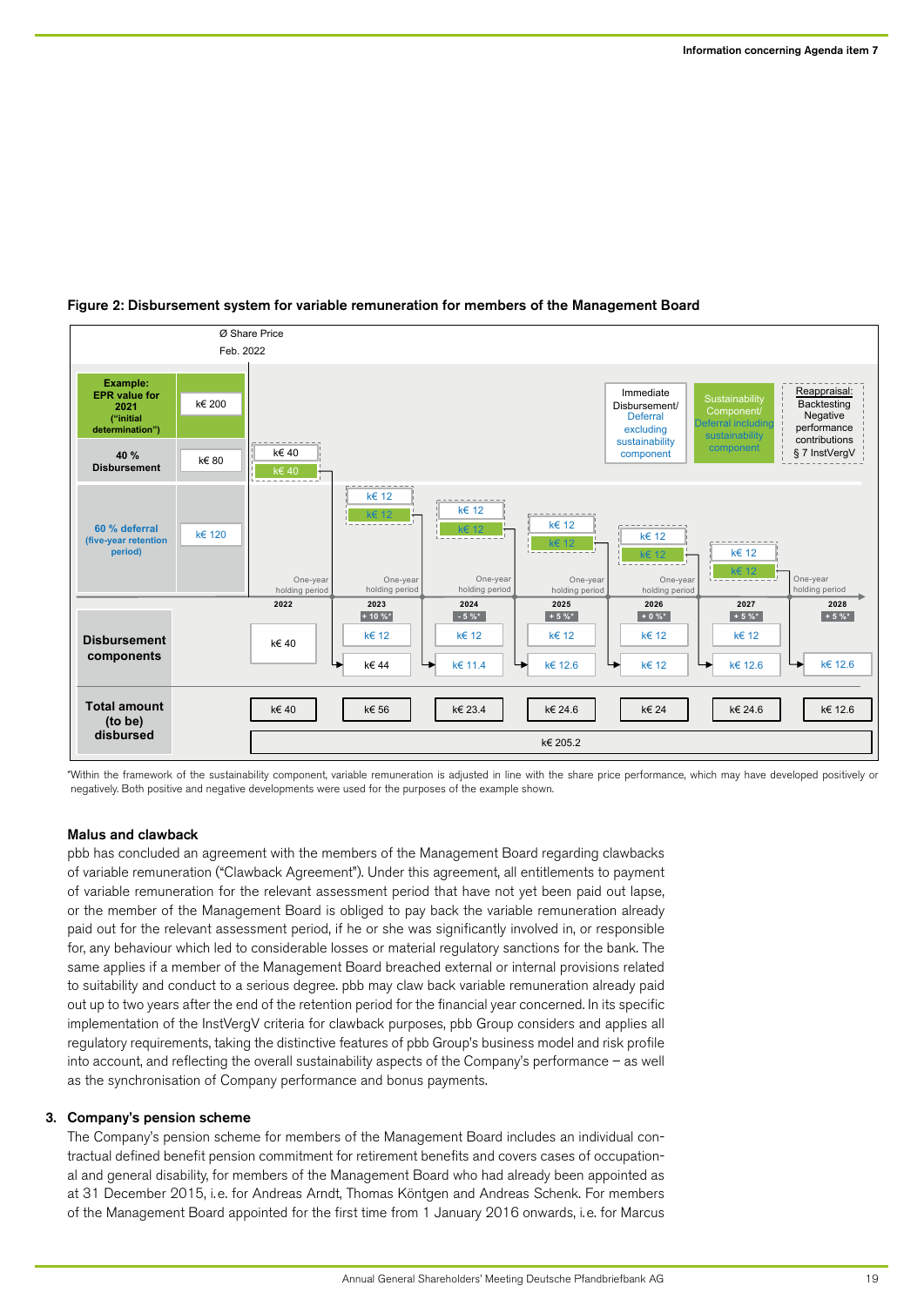Figure 2: Disbursement system for variable remuneration for members of the Management Board

| | | 2022 | 2023 | 2024 | 2025 | 2026 | 2027 | 2028 |
|---|---|---|---|---|---|---|---|---|
| Example: EPR value for 2021 ("initial determination") | k€ 200 | | | | | | | |
| 40 % Disbursement | k€ 80 | k€ 40 / k€ 40 | | | | | | |
| 60 % deferral (five-year retention period) | k€ 120 | | k€ 12 / k€ 12 | k€ 12 / k€ 12 | k€ 12 / k€ 12 | k€ 12 / k€ 12 | k€ 12 / k€ 12 | |
| Share price performance* | | | + 10 %* | - 5 %* | + 5 %* | + 0 %* | + 5 %* | + 5 %* |
| Disbursement components | | k€ 40 | k€ 12 / k€ 44 | k€ 12 / k€ 11.4 | k€ 12 / k€ 12.6 | k€ 12 / k€ 12 | k€ 12 / k€ 12.6 | k€ 12.6 |
| Total amount (to be) disbursed | | k€ 40 | k€ 56 | k€ 23.4 | k€ 24.6 | k€ 24 | k€ 24.6 | k€ 12.6 |
| Total | | k€ 205.2 | | | | | | |

Ø Share Price Feb. 2022; One-year holding period between each year.

Legend: Immediate Disbursement/ Deferral excluding sustainability component; Sustainability Component/ Deferral including sustainability component; Reappraisal: Backtesting Negative performance contributions § 7 InstVergV

*Within the framework of the sustainability component, variable remuneration is adjusted in line with the share price performance, which may have developed positively or negatively. Both positive and negative developments were used for the purposes of the example shown.

### Malus and clawback

pbb has concluded an agreement with the members of the Management Board regarding clawbacks of variable remuneration ("Clawback Agreement"). Under this agreement, all entitlements to payment of variable remuneration for the relevant assessment period that have not yet been paid out lapse, or the member of the Management Board is obliged to pay back the variable remuneration already paid out for the relevant assessment period, if he or she was significantly involved in, or responsible for, any behaviour which led to considerable losses or material regulatory sanctions for the bank. The same applies if a member of the Management Board breached external or internal provisions related to suitability and conduct to a serious degree. pbb may claw back variable remuneration already paid out up to two years after the end of the retention period for the financial year concerned. In its specific implementation of the InstVergV criteria for clawback purposes, pbb Group considers and applies all regulatory requirements, taking the distinctive features of pbb Group's business model and risk profile into account, and reflecting the overall sustainability aspects of the Company's performance – as well as the synchronisation of Company performance and bonus payments.

### 3. Company's pension scheme

The Company's pension scheme for members of the Management Board includes an individual contractual defined benefit pension commitment for retirement benefits and covers cases of occupational and general disability, for members of the Management Board who had already been appointed as at 31 December 2015, i.e. for Andreas Arndt, Thomas Köntgen and Andreas Schenk. For members of the Management Board appointed for the first time from 1 January 2016 onwards, i.e. for Marcus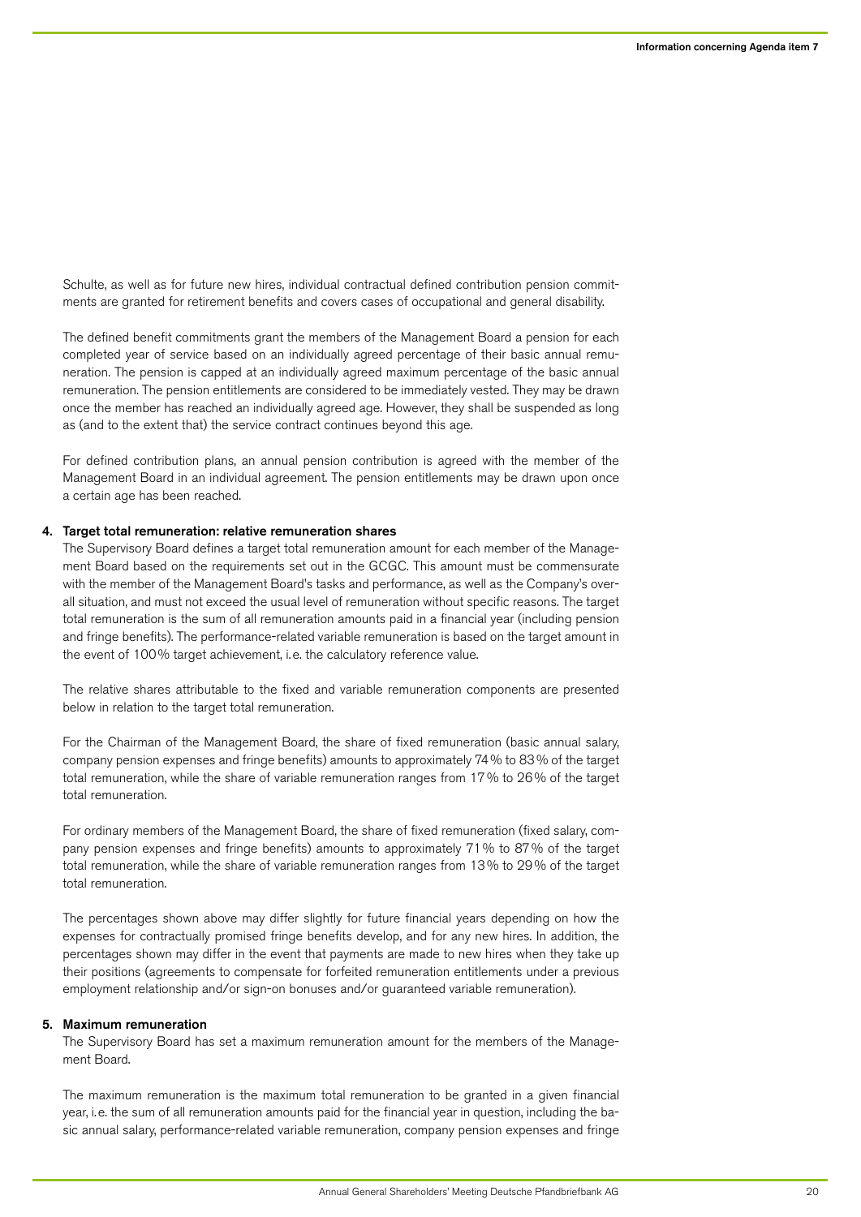Schulte, as well as for future new hires, individual contractual defined contribution pension commitments are granted for retirement benefits and covers cases of occupational and general disability.

The defined benefit commitments grant the members of the Management Board a pension for each completed year of service based on an individually agreed percentage of their basic annual remuneration. The pension is capped at an individually agreed maximum percentage of the basic annual remuneration. The pension entitlements are considered to be immediately vested. They may be drawn once the member has reached an individually agreed age. However, they shall be suspended as long as (and to the extent that) the service contract continues beyond this age.

For defined contribution plans, an annual pension contribution is agreed with the member of the Management Board in an individual agreement. The pension entitlements may be drawn upon once a certain age has been reached.

**4. Target total remuneration: relative remuneration shares**

The Supervisory Board defines a target total remuneration amount for each member of the Management Board based on the requirements set out in the GCGC. This amount must be commensurate with the member of the Management Board's tasks and performance, as well as the Company's overall situation, and must not exceed the usual level of remuneration without specific reasons. The target total remuneration is the sum of all remuneration amounts paid in a financial year (including pension and fringe benefits). The performance-related variable remuneration is based on the target amount in the event of 100% target achievement, i.e. the calculatory reference value.

The relative shares attributable to the fixed and variable remuneration components are presented below in relation to the target total remuneration.

For the Chairman of the Management Board, the share of fixed remuneration (basic annual salary, company pension expenses and fringe benefits) amounts to approximately 74% to 83% of the target total remuneration, while the share of variable remuneration ranges from 17% to 26% of the target total remuneration.

For ordinary members of the Management Board, the share of fixed remuneration (fixed salary, company pension expenses and fringe benefits) amounts to approximately 71% to 87% of the target total remuneration, while the share of variable remuneration ranges from 13% to 29% of the target total remuneration.

The percentages shown above may differ slightly for future financial years depending on how the expenses for contractually promised fringe benefits develop, and for any new hires. In addition, the percentages shown may differ in the event that payments are made to new hires when they take up their positions (agreements to compensate for forfeited remuneration entitlements under a previous employment relationship and/or sign-on bonuses and/or guaranteed variable remuneration).

**5. Maximum remuneration**

The Supervisory Board has set a maximum remuneration amount for the members of the Management Board.

The maximum remuneration is the maximum total remuneration to be granted in a given financial year, i.e. the sum of all remuneration amounts paid for the financial year in question, including the basic annual salary, performance-related variable remuneration, company pension expenses and fringe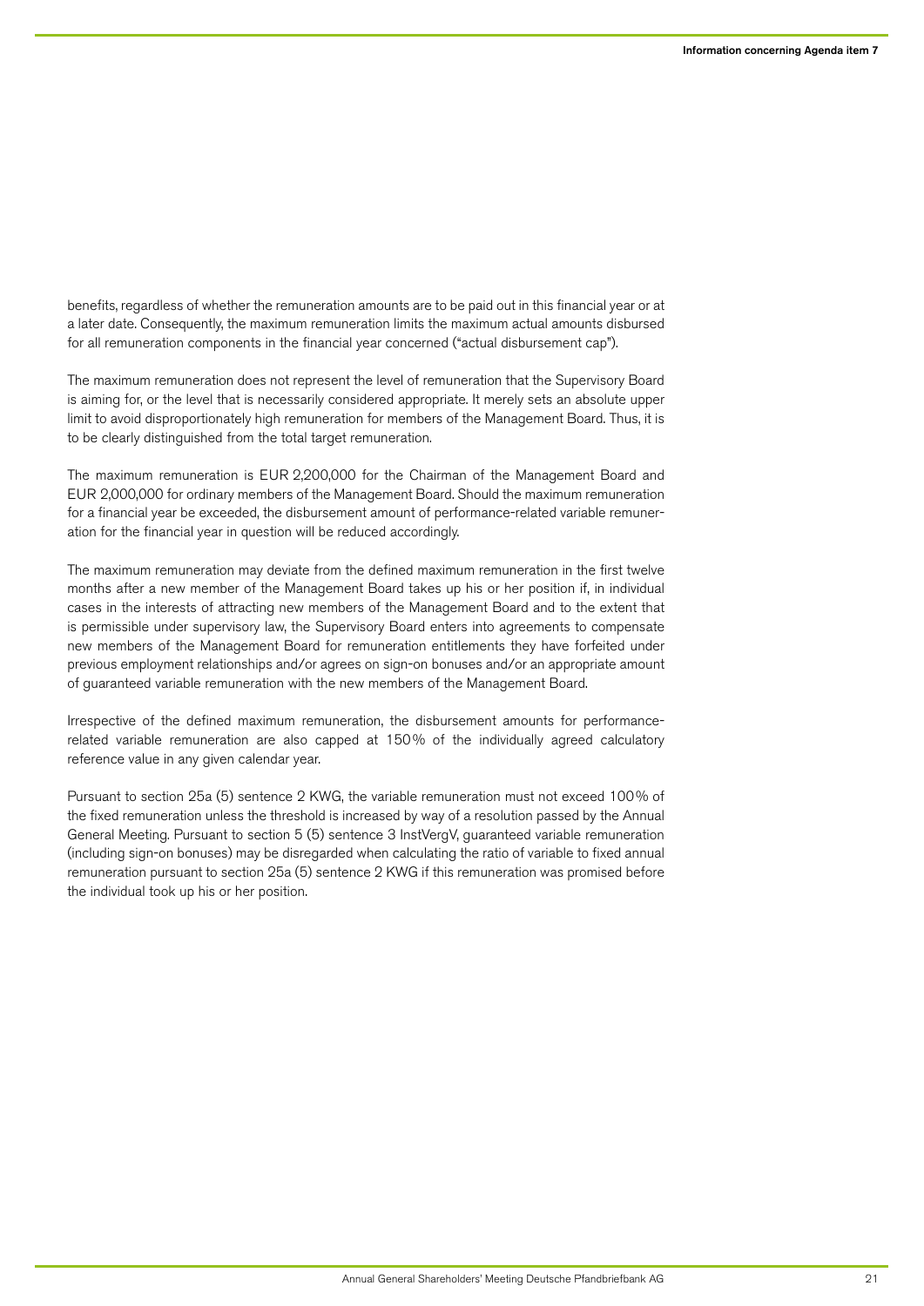benefits, regardless of whether the remuneration amounts are to be paid out in this financial year or at a later date. Consequently, the maximum remuneration limits the maximum actual amounts disbursed for all remuneration components in the financial year concerned ("actual disbursement cap").

The maximum remuneration does not represent the level of remuneration that the Supervisory Board is aiming for, or the level that is necessarily considered appropriate. It merely sets an absolute upper limit to avoid disproportionately high remuneration for members of the Management Board. Thus, it is to be clearly distinguished from the total target remuneration.

The maximum remuneration is EUR 2,200,000 for the Chairman of the Management Board and EUR 2,000,000 for ordinary members of the Management Board. Should the maximum remuneration for a financial year be exceeded, the disbursement amount of performance-related variable remuneration for the financial year in question will be reduced accordingly.

The maximum remuneration may deviate from the defined maximum remuneration in the first twelve months after a new member of the Management Board takes up his or her position if, in individual cases in the interests of attracting new members of the Management Board and to the extent that is permissible under supervisory law, the Supervisory Board enters into agreements to compensate new members of the Management Board for remuneration entitlements they have forfeited under previous employment relationships and/or agrees on sign-on bonuses and/or an appropriate amount of guaranteed variable remuneration with the new members of the Management Board.

Irrespective of the defined maximum remuneration, the disbursement amounts for performance-related variable remuneration are also capped at 150% of the individually agreed calculatory reference value in any given calendar year.

Pursuant to section 25a (5) sentence 2 KWG, the variable remuneration must not exceed 100% of the fixed remuneration unless the threshold is increased by way of a resolution passed by the Annual General Meeting. Pursuant to section 5 (5) sentence 3 InstVergV, guaranteed variable remuneration (including sign-on bonuses) may be disregarded when calculating the ratio of variable to fixed annual remuneration pursuant to section 25a (5) sentence 2 KWG if this remuneration was promised before the individual took up his or her position.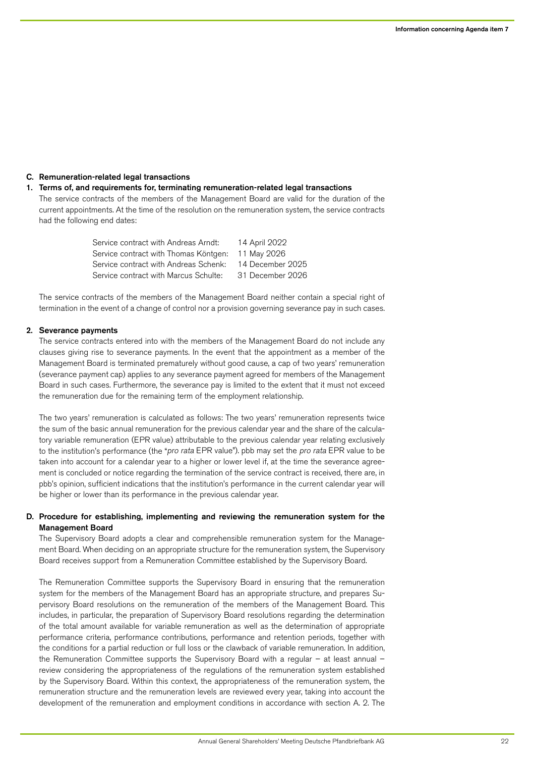## C. Remuneration-related legal transactions

### 1. Terms of, and requirements for, terminating remuneration-related legal transactions

The service contracts of the members of the Management Board are valid for the duration of the current appointments. At the time of the resolution on the remuneration system, the service contracts had the following end dates:

| | |
|---|---|
| Service contract with Andreas Arndt: | 14 April 2022 |
| Service contract with Thomas Köntgen: | 11 May 2026 |
| Service contract with Andreas Schenk: | 14 December 2025 |
| Service contract with Marcus Schulte: | 31 December 2026 |

The service contracts of the members of the Management Board neither contain a special right of termination in the event of a change of control nor a provision governing severance pay in such cases.

### 2. Severance payments

The service contracts entered into with the members of the Management Board do not include any clauses giving rise to severance payments. In the event that the appointment as a member of the Management Board is terminated prematurely without good cause, a cap of two years' remuneration (severance payment cap) applies to any severance payment agreed for members of the Management Board in such cases. Furthermore, the severance pay is limited to the extent that it must not exceed the remuneration due for the remaining term of the employment relationship.

The two years' remuneration is calculated as follows: The two years' remuneration represents twice the sum of the basic annual remuneration for the previous calendar year and the share of the calculatory variable remuneration (EPR value) attributable to the previous calendar year relating exclusively to the institution's performance (the "*pro rata* EPR value"). pbb may set the *pro rata* EPR value to be taken into account for a calendar year to a higher or lower level if, at the time the severance agreement is concluded or notice regarding the termination of the service contract is received, there are, in pbb's opinion, sufficient indications that the institution's performance in the current calendar year will be higher or lower than its performance in the previous calendar year.

## D. Procedure for establishing, implementing and reviewing the remuneration system for the Management Board

The Supervisory Board adopts a clear and comprehensible remuneration system for the Management Board. When deciding on an appropriate structure for the remuneration system, the Supervisory Board receives support from a Remuneration Committee established by the Supervisory Board.

The Remuneration Committee supports the Supervisory Board in ensuring that the remuneration system for the members of the Management Board has an appropriate structure, and prepares Supervisory Board resolutions on the remuneration of the members of the Management Board. This includes, in particular, the preparation of Supervisory Board resolutions regarding the determination of the total amount available for variable remuneration as well as the determination of appropriate performance criteria, performance contributions, performance and retention periods, together with the conditions for a partial reduction or full loss or the clawback of variable remuneration. In addition, the Remuneration Committee supports the Supervisory Board with a regular – at least annual – review considering the appropriateness of the regulations of the remuneration system established by the Supervisory Board. Within this context, the appropriateness of the remuneration system, the remuneration structure and the remuneration levels are reviewed every year, taking into account the development of the remuneration and employment conditions in accordance with section A. 2. The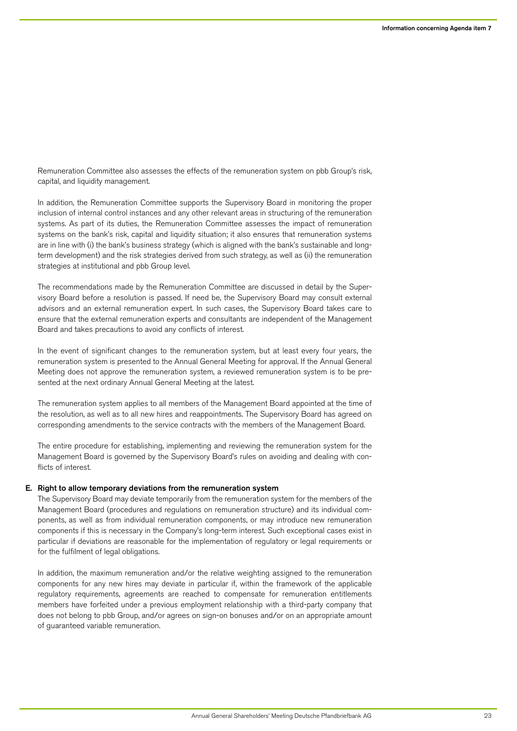Remuneration Committee also assesses the effects of the remuneration system on pbb Group's risk, capital, and liquidity management.

In addition, the Remuneration Committee supports the Supervisory Board in monitoring the proper inclusion of internal control instances and any other relevant areas in structuring of the remuneration systems. As part of its duties, the Remuneration Committee assesses the impact of remuneration systems on the bank's risk, capital and liquidity situation; it also ensures that remuneration systems are in line with (i) the bank's business strategy (which is aligned with the bank's sustainable and long-term development) and the risk strategies derived from such strategy, as well as (ii) the remuneration strategies at institutional and pbb Group level.

The recommendations made by the Remuneration Committee are discussed in detail by the Supervisory Board before a resolution is passed. If need be, the Supervisory Board may consult external advisors and an external remuneration expert. In such cases, the Supervisory Board takes care to ensure that the external remuneration experts and consultants are independent of the Management Board and takes precautions to avoid any conflicts of interest.

In the event of significant changes to the remuneration system, but at least every four years, the remuneration system is presented to the Annual General Meeting for approval. If the Annual General Meeting does not approve the remuneration system, a reviewed remuneration system is to be presented at the next ordinary Annual General Meeting at the latest.

The remuneration system applies to all members of the Management Board appointed at the time of the resolution, as well as to all new hires and reappointments. The Supervisory Board has agreed on corresponding amendments to the service contracts with the members of the Management Board.

The entire procedure for establishing, implementing and reviewing the remuneration system for the Management Board is governed by the Supervisory Board's rules on avoiding and dealing with conflicts of interest.

## E. Right to allow temporary deviations from the remuneration system

The Supervisory Board may deviate temporarily from the remuneration system for the members of the Management Board (procedures and regulations on remuneration structure) and its individual components, as well as from individual remuneration components, or may introduce new remuneration components if this is necessary in the Company's long-term interest. Such exceptional cases exist in particular if deviations are reasonable for the implementation of regulatory or legal requirements or for the fulfilment of legal obligations.

In addition, the maximum remuneration and/or the relative weighting assigned to the remuneration components for any new hires may deviate in particular if, within the framework of the applicable regulatory requirements, agreements are reached to compensate for remuneration entitlements members have forfeited under a previous employment relationship with a third-party company that does not belong to pbb Group, and/or agrees on sign-on bonuses and/or on an appropriate amount of guaranteed variable remuneration.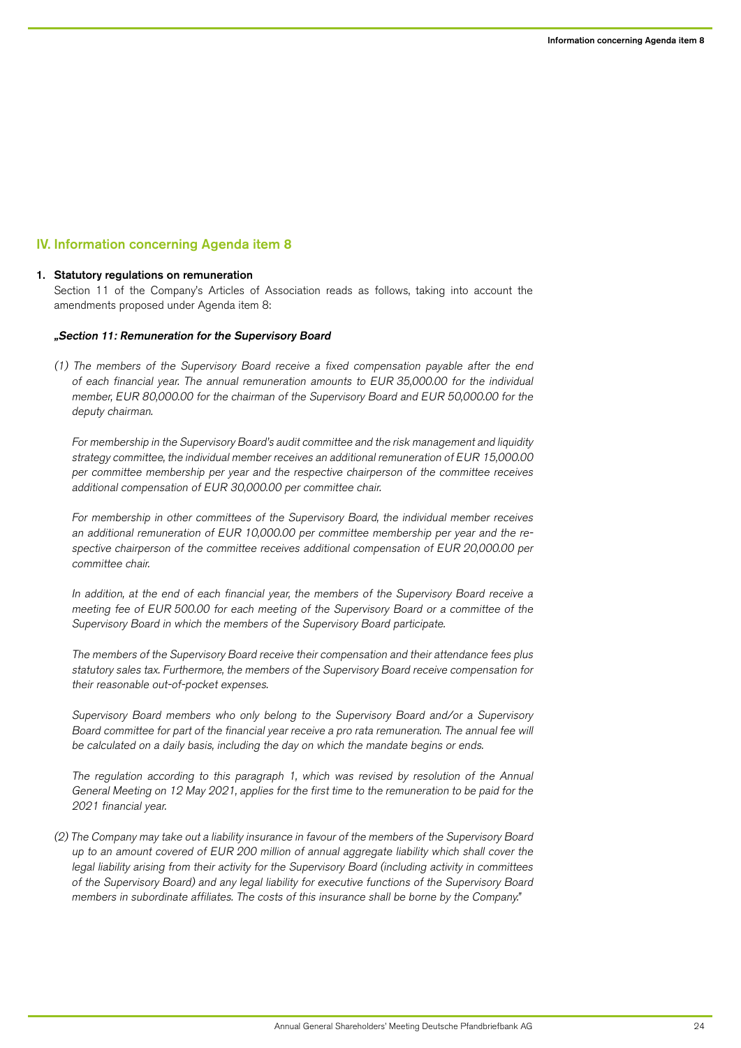## IV. Information concerning Agenda item 8

### 1. Statutory regulations on remuneration

Section 11 of the Company's Articles of Association reads as follows, taking into account the amendments proposed under Agenda item 8:

***„Section 11: Remuneration for the Supervisory Board***

*(1) The members of the Supervisory Board receive a fixed compensation payable after the end of each financial year. The annual remuneration amounts to EUR 35,000.00 for the individual member, EUR 80,000.00 for the chairman of the Supervisory Board and EUR 50,000.00 for the deputy chairman.*

*For membership in the Supervisory Board's audit committee and the risk management and liquidity strategy committee, the individual member receives an additional remuneration of EUR 15,000.00 per committee membership per year and the respective chairperson of the committee receives additional compensation of EUR 30,000.00 per committee chair.*

*For membership in other committees of the Supervisory Board, the individual member receives an additional remuneration of EUR 10,000.00 per committee membership per year and the respective chairperson of the committee receives additional compensation of EUR 20,000.00 per committee chair.*

*In addition, at the end of each financial year, the members of the Supervisory Board receive a meeting fee of EUR 500.00 for each meeting of the Supervisory Board or a committee of the Supervisory Board in which the members of the Supervisory Board participate.*

*The members of the Supervisory Board receive their compensation and their attendance fees plus statutory sales tax. Furthermore, the members of the Supervisory Board receive compensation for their reasonable out-of-pocket expenses.*

*Supervisory Board members who only belong to the Supervisory Board and/or a Supervisory Board committee for part of the financial year receive a pro rata remuneration. The annual fee will be calculated on a daily basis, including the day on which the mandate begins or ends.*

*The regulation according to this paragraph 1, which was revised by resolution of the Annual General Meeting on 12 May 2021, applies for the first time to the remuneration to be paid for the 2021 financial year.*

*(2) The Company may take out a liability insurance in favour of the members of the Supervisory Board up to an amount covered of EUR 200 million of annual aggregate liability which shall cover the legal liability arising from their activity for the Supervisory Board (including activity in committees of the Supervisory Board) and any legal liability for executive functions of the Supervisory Board members in subordinate affiliates. The costs of this insurance shall be borne by the Company."*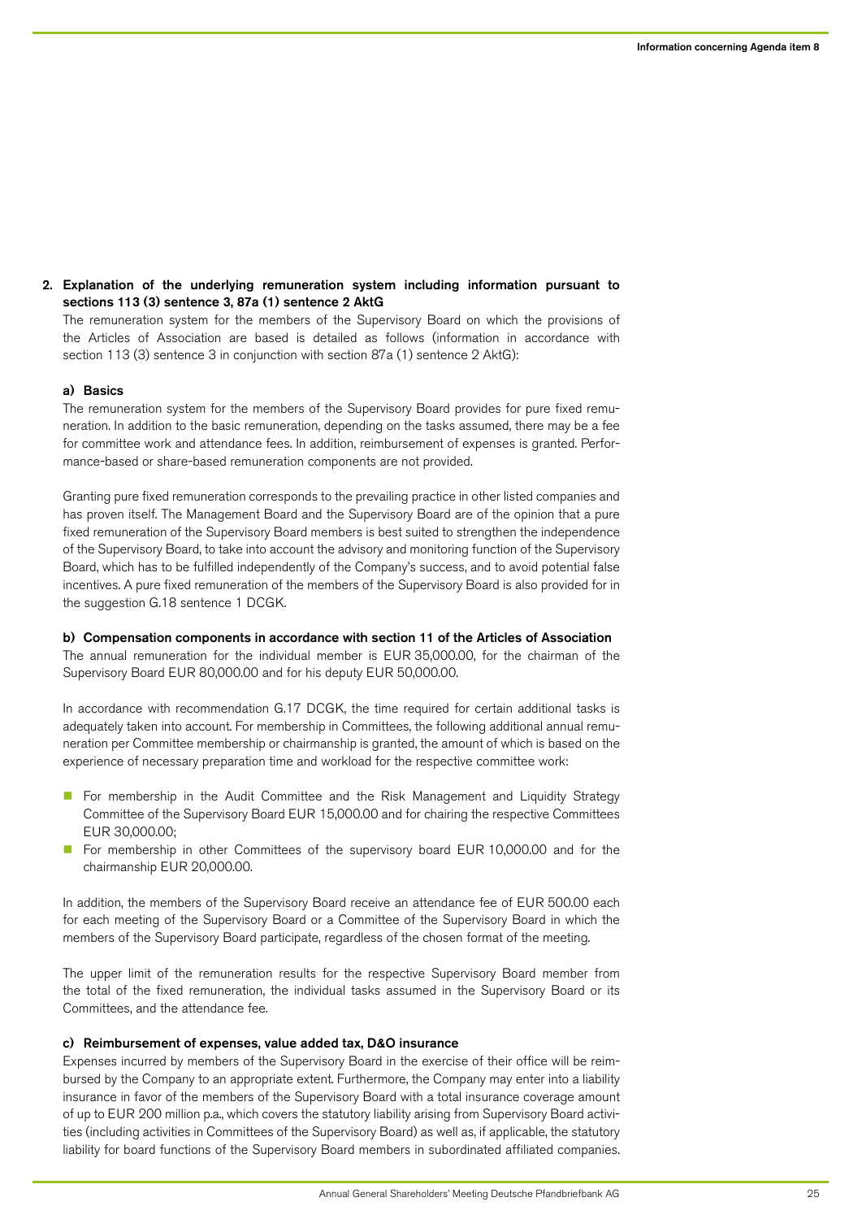## 2. Explanation of the underlying remuneration system including information pursuant to sections 113 (3) sentence 3, 87a (1) sentence 2 AktG

The remuneration system for the members of the Supervisory Board on which the provisions of the Articles of Association are based is detailed as follows (information in accordance with section 113 (3) sentence 3 in conjunction with section 87a (1) sentence 2 AktG):

### a) Basics

The remuneration system for the members of the Supervisory Board provides for pure fixed remuneration. In addition to the basic remuneration, depending on the tasks assumed, there may be a fee for committee work and attendance fees. In addition, reimbursement of expenses is granted. Performance-based or share-based remuneration components are not provided.

Granting pure fixed remuneration corresponds to the prevailing practice in other listed companies and has proven itself. The Management Board and the Supervisory Board are of the opinion that a pure fixed remuneration of the Supervisory Board members is best suited to strengthen the independence of the Supervisory Board, to take into account the advisory and monitoring function of the Supervisory Board, which has to be fulfilled independently of the Company's success, and to avoid potential false incentives. A pure fixed remuneration of the members of the Supervisory Board is also provided for in the suggestion G.18 sentence 1 DCGK.

### b) Compensation components in accordance with section 11 of the Articles of Association

The annual remuneration for the individual member is EUR 35,000.00, for the chairman of the Supervisory Board EUR 80,000.00 and for his deputy EUR 50,000.00.

In accordance with recommendation G.17 DCGK, the time required for certain additional tasks is adequately taken into account. For membership in Committees, the following additional annual remuneration per Committee membership or chairmanship is granted, the amount of which is based on the experience of necessary preparation time and workload for the respective committee work:

- For membership in the Audit Committee and the Risk Management and Liquidity Strategy Committee of the Supervisory Board EUR 15,000.00 and for chairing the respective Committees EUR 30,000.00;
- For membership in other Committees of the supervisory board EUR 10,000.00 and for the chairmanship EUR 20,000.00.

In addition, the members of the Supervisory Board receive an attendance fee of EUR 500.00 each for each meeting of the Supervisory Board or a Committee of the Supervisory Board in which the members of the Supervisory Board participate, regardless of the chosen format of the meeting.

The upper limit of the remuneration results for the respective Supervisory Board member from the total of the fixed remuneration, the individual tasks assumed in the Supervisory Board or its Committees, and the attendance fee.

### c) Reimbursement of expenses, value added tax, D&O insurance

Expenses incurred by members of the Supervisory Board in the exercise of their office will be reimbursed by the Company to an appropriate extent. Furthermore, the Company may enter into a liability insurance in favor of the members of the Supervisory Board with a total insurance coverage amount of up to EUR 200 million p.a., which covers the statutory liability arising from Supervisory Board activities (including activities in Committees of the Supervisory Board) as well as, if applicable, the statutory liability for board functions of the Supervisory Board members in subordinated affiliated companies.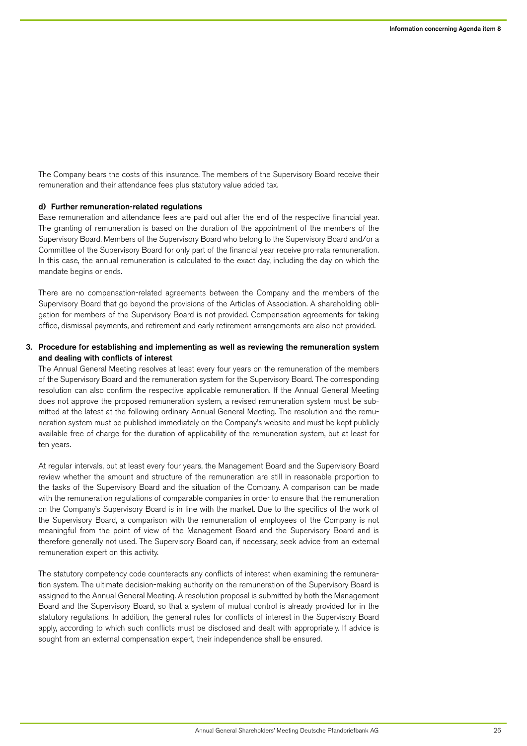The Company bears the costs of this insurance. The members of the Supervisory Board receive their remuneration and their attendance fees plus statutory value added tax.

#### d) Further remuneration-related regulations

Base remuneration and attendance fees are paid out after the end of the respective financial year. The granting of remuneration is based on the duration of the appointment of the members of the Supervisory Board. Members of the Supervisory Board who belong to the Supervisory Board and/or a Committee of the Supervisory Board for only part of the financial year receive pro-rata remuneration. In this case, the annual remuneration is calculated to the exact day, including the day on which the mandate begins or ends.

There are no compensation-related agreements between the Company and the members of the Supervisory Board that go beyond the provisions of the Articles of Association. A shareholding obligation for members of the Supervisory Board is not provided. Compensation agreements for taking office, dismissal payments, and retirement and early retirement arrangements are also not provided.

### 3. Procedure for establishing and implementing as well as reviewing the remuneration system and dealing with conflicts of interest

The Annual General Meeting resolves at least every four years on the remuneration of the members of the Supervisory Board and the remuneration system for the Supervisory Board. The corresponding resolution can also confirm the respective applicable remuneration. If the Annual General Meeting does not approve the proposed remuneration system, a revised remuneration system must be submitted at the latest at the following ordinary Annual General Meeting. The resolution and the remuneration system must be published immediately on the Company's website and must be kept publicly available free of charge for the duration of applicability of the remuneration system, but at least for ten years.

At regular intervals, but at least every four years, the Management Board and the Supervisory Board review whether the amount and structure of the remuneration are still in reasonable proportion to the tasks of the Supervisory Board and the situation of the Company. A comparison can be made with the remuneration regulations of comparable companies in order to ensure that the remuneration on the Company's Supervisory Board is in line with the market. Due to the specifics of the work of the Supervisory Board, a comparison with the remuneration of employees of the Company is not meaningful from the point of view of the Management Board and the Supervisory Board and is therefore generally not used. The Supervisory Board can, if necessary, seek advice from an external remuneration expert on this activity.

The statutory competency code counteracts any conflicts of interest when examining the remuneration system. The ultimate decision-making authority on the remuneration of the Supervisory Board is assigned to the Annual General Meeting. A resolution proposal is submitted by both the Management Board and the Supervisory Board, so that a system of mutual control is already provided for in the statutory regulations. In addition, the general rules for conflicts of interest in the Supervisory Board apply, according to which such conflicts must be disclosed and dealt with appropriately. If advice is sought from an external compensation expert, their independence shall be ensured.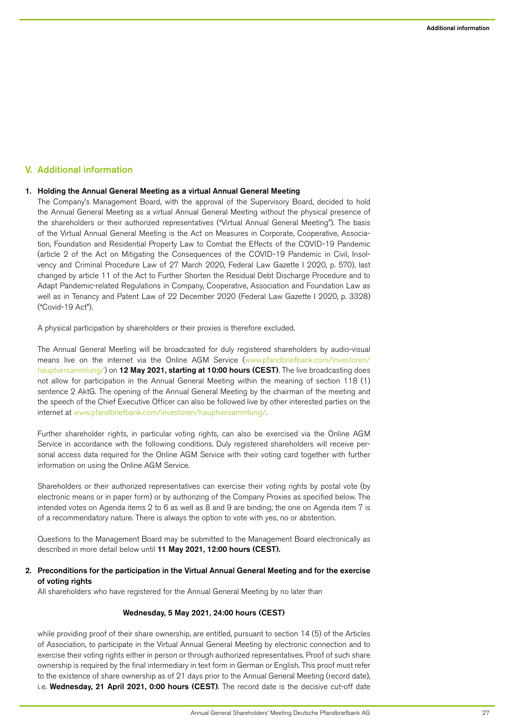## V. Additional information

### 1. Holding the Annual General Meeting as a virtual Annual General Meeting

The Company's Management Board, with the approval of the Supervisory Board, decided to hold the Annual General Meeting as a virtual Annual General Meeting without the physical presence of the shareholders or their authorized representatives ("Virtual Annual General Meeting"). The basis of the Virtual Annual General Meeting is the Act on Measures in Corporate, Cooperative, Association, Foundation and Residential Property Law to Combat the Effects of the COVID-19 Pandemic (article 2 of the Act on Mitigating the Consequences of the COVID-19 Pandemic in Civil, Insolvency and Criminal Procedure Law of 27 March 2020, Federal Law Gazette I 2020, p. 570), last changed by article 11 of the Act to Further Shorten the Residual Debt Discharge Procedure and to Adapt Pandemic-related Regulations in Company, Cooperative, Association and Foundation Law as well as in Tenancy and Patent Law of 22 December 2020 (Federal Law Gazette I 2020, p. 3328) ("Covid-19 Act").

A physical participation by shareholders or their proxies is therefore excluded.

The Annual General Meeting will be broadcasted for duly registered shareholders by audio-visual means live on the internet via the Online AGM Service (www.pfandbriefbank.com/investoren/hauptversammlung/) on **12 May 2021, starting at 10:00 hours (CEST)**. The live broadcasting does not allow for participation in the Annual General Meeting within the meaning of section 118 (1) sentence 2 AktG. The opening of the Annual General Meeting by the chairman of the meeting and the speech of the Chief Executive Officer can also be followed live by other interested parties on the internet at www.pfandbriefbank.com/investoren/hauptversammlung/.

Further shareholder rights, in particular voting rights, can also be exercised via the Online AGM Service in accordance with the following conditions. Duly registered shareholders will receive personal access data required for the Online AGM Service with their voting card together with further information on using the Online AGM Service.

Shareholders or their authorized representatives can exercise their voting rights by postal vote (by electronic means or in paper form) or by authorizing of the Company Proxies as specified below. The intended votes on Agenda items 2 to 6 as well as 8 and 9 are binding; the one on Agenda item 7 is of a recommendatory nature. There is always the option to vote with yes, no or abstention.

Questions to the Management Board may be submitted to the Management Board electronically as described in more detail below until **11 May 2021, 12:00 hours (CEST).**

### 2. Preconditions for the participation in the Virtual Annual General Meeting and for the exercise of voting rights

All shareholders who have registered for the Annual General Meeting by no later than

**Wednesday, 5 May 2021, 24:00 hours (CEST)**

while providing proof of their share ownership, are entitled, pursuant to section 14 (5) of the Articles of Association, to participate in the Virtual Annual General Meeting by electronic connection and to exercise their voting rights either in person or through authorized representatives. Proof of such share ownership is required by the final intermediary in text form in German or English. This proof must refer to the existence of share ownership as of 21 days prior to the Annual General Meeting (record date), i.e. **Wednesday, 21 April 2021, 0:00 hours (CEST)**. The record date is the decisive cut-off date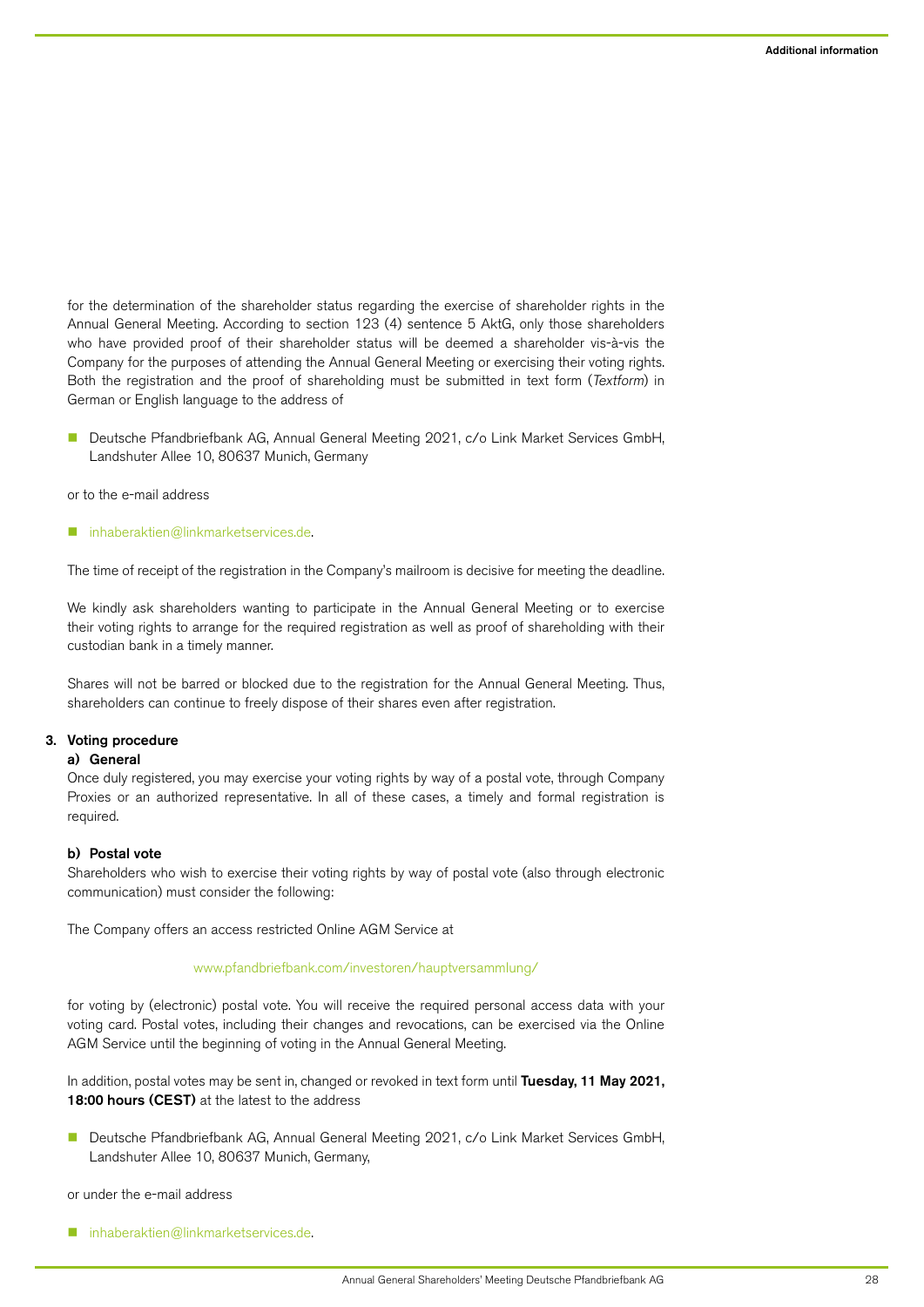for the determination of the shareholder status regarding the exercise of shareholder rights in the Annual General Meeting. According to section 123 (4) sentence 5 AktG, only those shareholders who have provided proof of their shareholder status will be deemed a shareholder vis-à-vis the Company for the purposes of attending the Annual General Meeting or exercising their voting rights. Both the registration and the proof of shareholding must be submitted in text form (*Textform*) in German or English language to the address of

- Deutsche Pfandbriefbank AG, Annual General Meeting 2021, c/o Link Market Services GmbH, Landshuter Allee 10, 80637 Munich, Germany

or to the e-mail address

- inhaberaktien@linkmarketservices.de.

The time of receipt of the registration in the Company's mailroom is decisive for meeting the deadline.

We kindly ask shareholders wanting to participate in the Annual General Meeting or to exercise their voting rights to arrange for the required registration as well as proof of shareholding with their custodian bank in a timely manner.

Shares will not be barred or blocked due to the registration for the Annual General Meeting. Thus, shareholders can continue to freely dispose of their shares even after registration.

### 3. Voting procedure

#### a) General

Once duly registered, you may exercise your voting rights by way of a postal vote, through Company Proxies or an authorized representative. In all of these cases, a timely and formal registration is required.

#### b) Postal vote

Shareholders who wish to exercise their voting rights by way of postal vote (also through electronic communication) must consider the following:

The Company offers an access restricted Online AGM Service at

www.pfandbriefbank.com/investoren/hauptversammlung/

for voting by (electronic) postal vote. You will receive the required personal access data with your voting card. Postal votes, including their changes and revocations, can be exercised via the Online AGM Service until the beginning of voting in the Annual General Meeting.

In addition, postal votes may be sent in, changed or revoked in text form until **Tuesday, 11 May 2021, 18:00 hours (CEST)** at the latest to the address

- Deutsche Pfandbriefbank AG, Annual General Meeting 2021, c/o Link Market Services GmbH, Landshuter Allee 10, 80637 Munich, Germany,

or under the e-mail address

- inhaberaktien@linkmarketservices.de.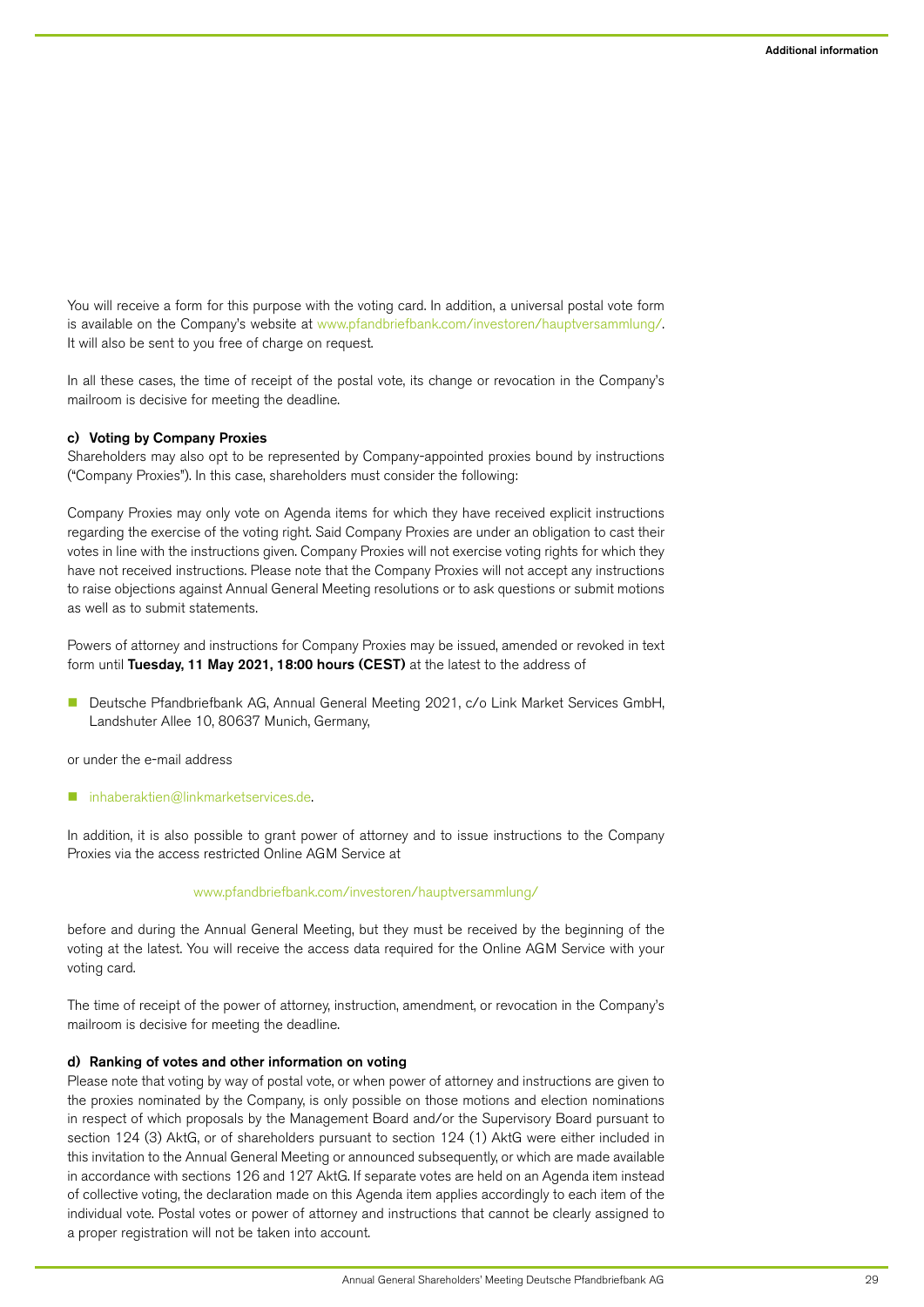You will receive a form for this purpose with the voting card. In addition, a universal postal vote form is available on the Company's website at www.pfandbriefbank.com/investoren/hauptversammlung/. It will also be sent to you free of charge on request.

In all these cases, the time of receipt of the postal vote, its change or revocation in the Company's mailroom is decisive for meeting the deadline.

#### c) Voting by Company Proxies

Shareholders may also opt to be represented by Company-appointed proxies bound by instructions ("Company Proxies"). In this case, shareholders must consider the following:

Company Proxies may only vote on Agenda items for which they have received explicit instructions regarding the exercise of the voting right. Said Company Proxies are under an obligation to cast their votes in line with the instructions given. Company Proxies will not exercise voting rights for which they have not received instructions. Please note that the Company Proxies will not accept any instructions to raise objections against Annual General Meeting resolutions or to ask questions or submit motions as well as to submit statements.

Powers of attorney and instructions for Company Proxies may be issued, amended or revoked in text form until **Tuesday, 11 May 2021, 18:00 hours (CEST)** at the latest to the address of

- Deutsche Pfandbriefbank AG, Annual General Meeting 2021, c/o Link Market Services GmbH, Landshuter Allee 10, 80637 Munich, Germany,

or under the e-mail address

- inhaberaktien@linkmarketservices.de.

In addition, it is also possible to grant power of attorney and to issue instructions to the Company Proxies via the access restricted Online AGM Service at

www.pfandbriefbank.com/investoren/hauptversammlung/

before and during the Annual General Meeting, but they must be received by the beginning of the voting at the latest. You will receive the access data required for the Online AGM Service with your voting card.

The time of receipt of the power of attorney, instruction, amendment, or revocation in the Company's mailroom is decisive for meeting the deadline.

#### d) Ranking of votes and other information on voting

Please note that voting by way of postal vote, or when power of attorney and instructions are given to the proxies nominated by the Company, is only possible on those motions and election nominations in respect of which proposals by the Management Board and/or the Supervisory Board pursuant to section 124 (3) AktG, or of shareholders pursuant to section 124 (1) AktG were either included in this invitation to the Annual General Meeting or announced subsequently, or which are made available in accordance with sections 126 and 127 AktG. If separate votes are held on an Agenda item instead of collective voting, the declaration made on this Agenda item applies accordingly to each item of the individual vote. Postal votes or power of attorney and instructions that cannot be clearly assigned to a proper registration will not be taken into account.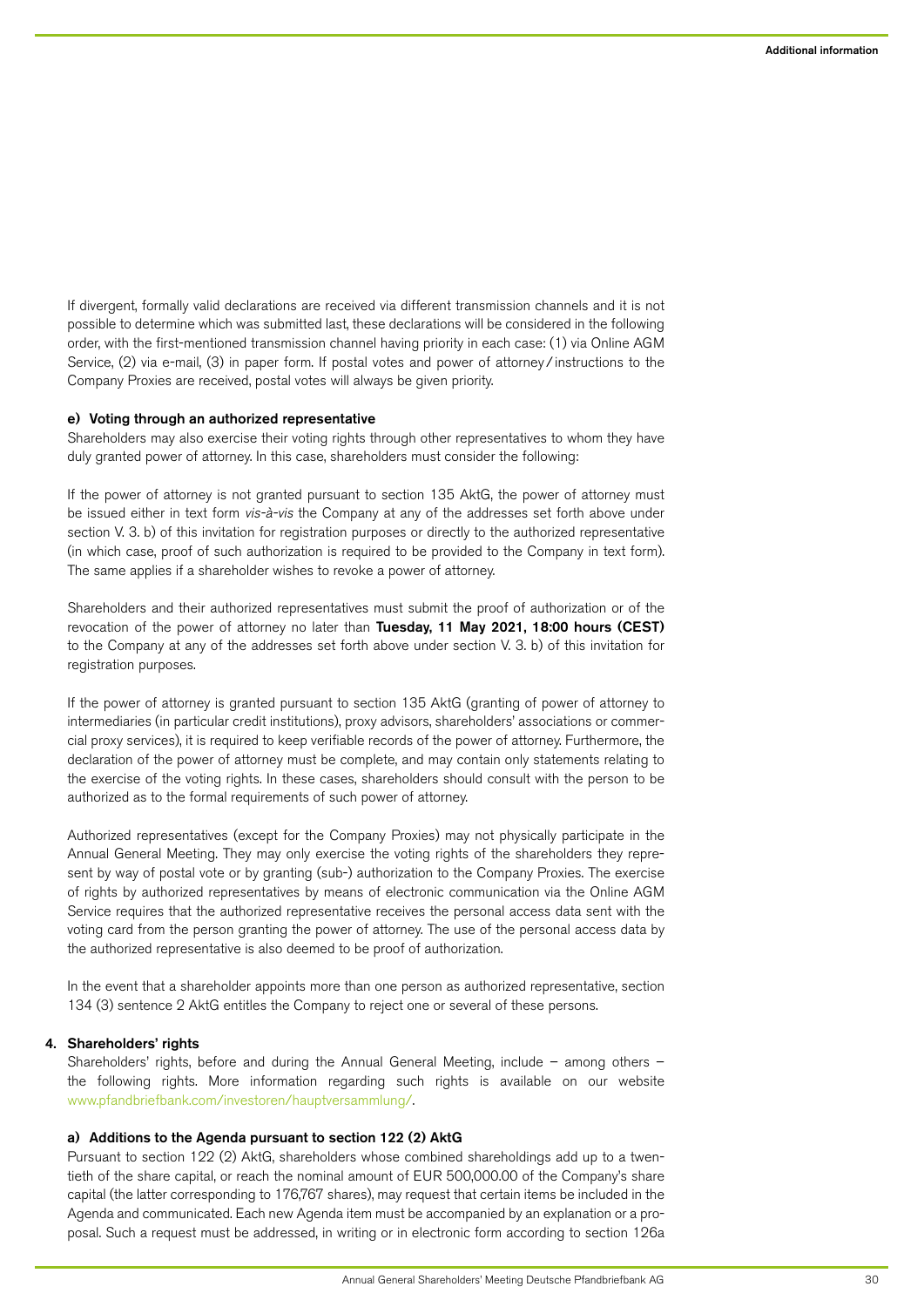If divergent, formally valid declarations are received via different transmission channels and it is not possible to determine which was submitted last, these declarations will be considered in the following order, with the first-mentioned transmission channel having priority in each case: (1) via Online AGM Service, (2) via e-mail, (3) in paper form. If postal votes and power of attorney/instructions to the Company Proxies are received, postal votes will always be given priority.

#### e) Voting through an authorized representative

Shareholders may also exercise their voting rights through other representatives to whom they have duly granted power of attorney. In this case, shareholders must consider the following:

If the power of attorney is not granted pursuant to section 135 AktG, the power of attorney must be issued either in text form *vis-à-vis* the Company at any of the addresses set forth above under section V. 3. b) of this invitation for registration purposes or directly to the authorized representative (in which case, proof of such authorization is required to be provided to the Company in text form). The same applies if a shareholder wishes to revoke a power of attorney.

Shareholders and their authorized representatives must submit the proof of authorization or of the revocation of the power of attorney no later than **Tuesday, 11 May 2021, 18:00 hours (CEST)** to the Company at any of the addresses set forth above under section V. 3. b) of this invitation for registration purposes.

If the power of attorney is granted pursuant to section 135 AktG (granting of power of attorney to intermediaries (in particular credit institutions), proxy advisors, shareholders' associations or commercial proxy services), it is required to keep verifiable records of the power of attorney. Furthermore, the declaration of the power of attorney must be complete, and may contain only statements relating to the exercise of the voting rights. In these cases, shareholders should consult with the person to be authorized as to the formal requirements of such power of attorney.

Authorized representatives (except for the Company Proxies) may not physically participate in the Annual General Meeting. They may only exercise the voting rights of the shareholders they represent by way of postal vote or by granting (sub-) authorization to the Company Proxies. The exercise of rights by authorized representatives by means of electronic communication via the Online AGM Service requires that the authorized representative receives the personal access data sent with the voting card from the person granting the power of attorney. The use of the personal access data by the authorized representative is also deemed to be proof of authorization.

In the event that a shareholder appoints more than one person as authorized representative, section 134 (3) sentence 2 AktG entitles the Company to reject one or several of these persons.

### 4. Shareholders' rights

Shareholders' rights, before and during the Annual General Meeting, include – among others – the following rights. More information regarding such rights is available on our website www.pfandbriefbank.com/investoren/hauptversammlung/.

#### a) Additions to the Agenda pursuant to section 122 (2) AktG

Pursuant to section 122 (2) AktG, shareholders whose combined shareholdings add up to a twentieth of the share capital, or reach the nominal amount of EUR 500,000.00 of the Company's share capital (the latter corresponding to 176,767 shares), may request that certain items be included in the Agenda and communicated. Each new Agenda item must be accompanied by an explanation or a proposal. Such a request must be addressed, in writing or in electronic form according to section 126a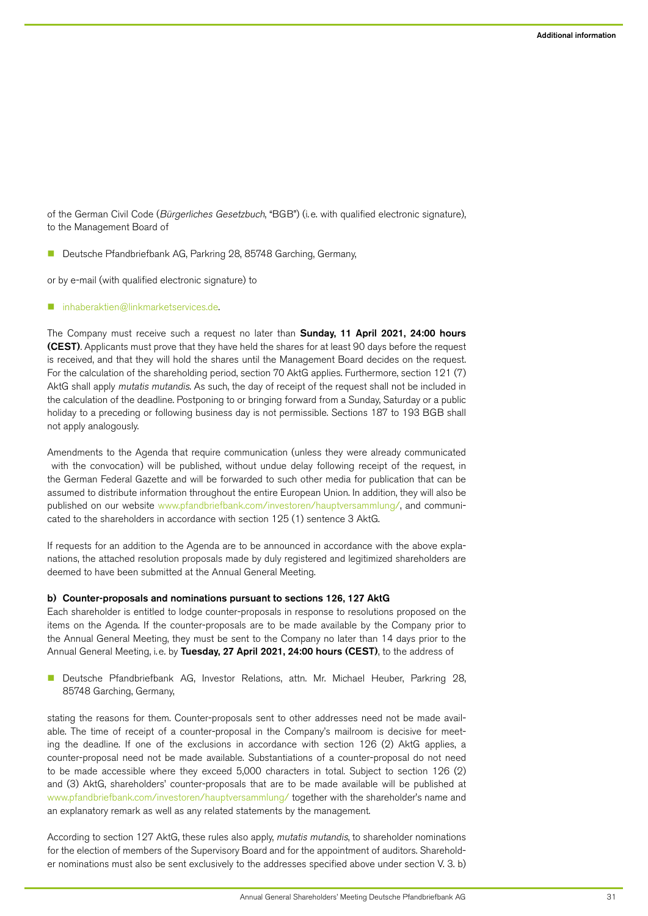of the German Civil Code (*Bürgerliches Gesetzbuch*, "BGB") (i.e. with qualified electronic signature), to the Management Board of

- Deutsche Pfandbriefbank AG, Parkring 28, 85748 Garching, Germany,

or by e-mail (with qualified electronic signature) to

- inhaberaktien@linkmarketservices.de.

The Company must receive such a request no later than **Sunday, 11 April 2021, 24:00 hours (CEST)**. Applicants must prove that they have held the shares for at least 90 days before the request is received, and that they will hold the shares until the Management Board decides on the request. For the calculation of the shareholding period, section 70 AktG applies. Furthermore, section 121 (7) AktG shall apply *mutatis mutandis*. As such, the day of receipt of the request shall not be included in the calculation of the deadline. Postponing to or bringing forward from a Sunday, Saturday or a public holiday to a preceding or following business day is not permissible. Sections 187 to 193 BGB shall not apply analogously.

Amendments to the Agenda that require communication (unless they were already communicated with the convocation) will be published, without undue delay following receipt of the request, in the German Federal Gazette and will be forwarded to such other media for publication that can be assumed to distribute information throughout the entire European Union. In addition, they will also be published on our website www.pfandbriefbank.com/investoren/hauptversammlung/, and communicated to the shareholders in accordance with section 125 (1) sentence 3 AktG.

If requests for an addition to the Agenda are to be announced in accordance with the above explanations, the attached resolution proposals made by duly registered and legitimized shareholders are deemed to have been submitted at the Annual General Meeting.

**b) Counter-proposals and nominations pursuant to sections 126, 127 AktG**

Each shareholder is entitled to lodge counter-proposals in response to resolutions proposed on the items on the Agenda. If the counter-proposals are to be made available by the Company prior to the Annual General Meeting, they must be sent to the Company no later than 14 days prior to the Annual General Meeting, i.e. by **Tuesday, 27 April 2021, 24:00 hours (CEST)**, to the address of

- Deutsche Pfandbriefbank AG, Investor Relations, attn. Mr. Michael Heuber, Parkring 28, 85748 Garching, Germany,

stating the reasons for them. Counter-proposals sent to other addresses need not be made available. The time of receipt of a counter-proposal in the Company's mailroom is decisive for meeting the deadline. If one of the exclusions in accordance with section 126 (2) AktG applies, a counter-proposal need not be made available. Substantiations of a counter-proposal do not need to be made accessible where they exceed 5,000 characters in total. Subject to section 126 (2) and (3) AktG, shareholders' counter-proposals that are to be made available will be published at www.pfandbriefbank.com/investoren/hauptversammlung/ together with the shareholder's name and an explanatory remark as well as any related statements by the management.

According to section 127 AktG, these rules also apply, *mutatis mutandis*, to shareholder nominations for the election of members of the Supervisory Board and for the appointment of auditors. Shareholder nominations must also be sent exclusively to the addresses specified above under section V. 3. b)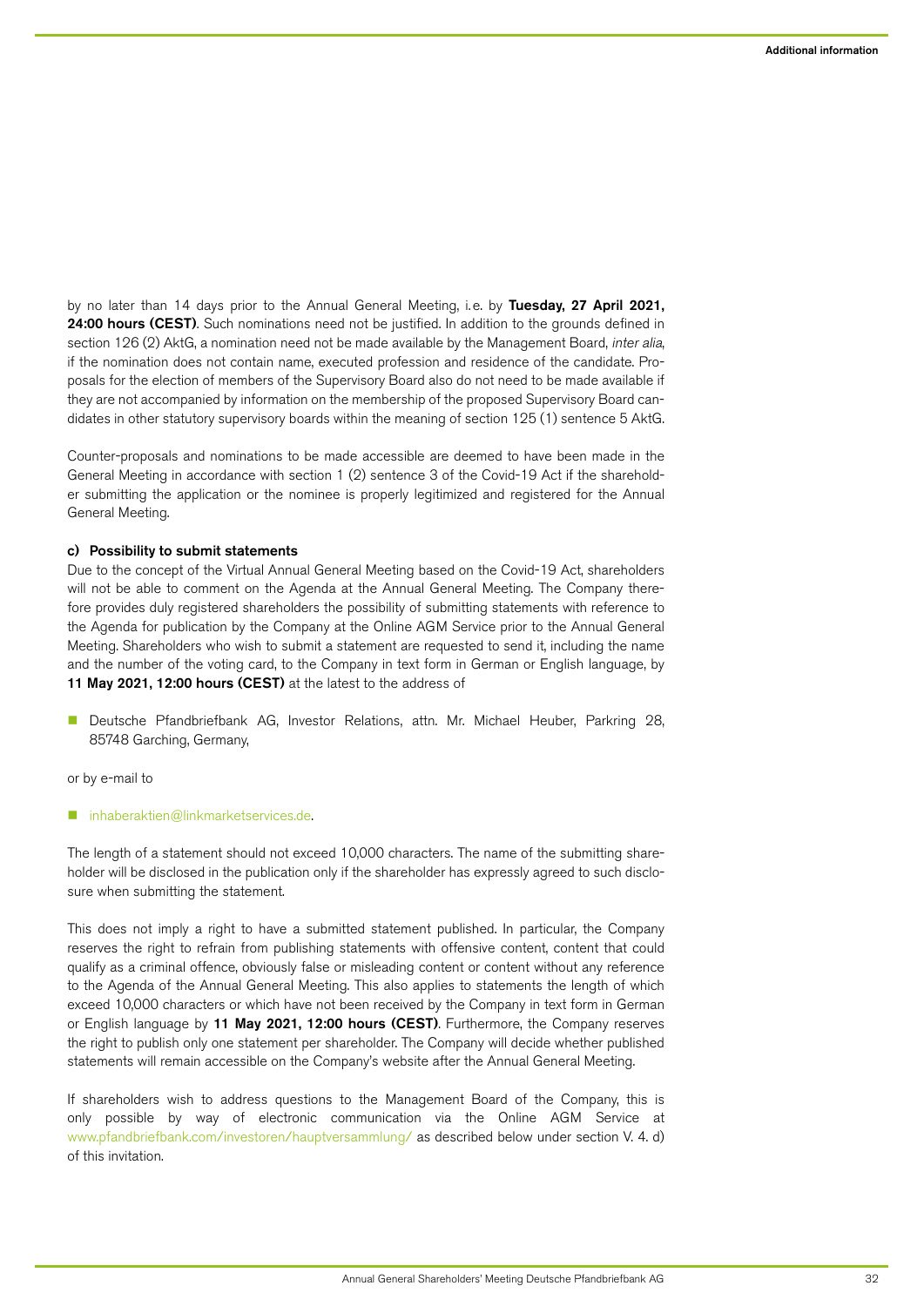by no later than 14 days prior to the Annual General Meeting, i.e. by **Tuesday, 27 April 2021, 24:00 hours (CEST)**. Such nominations need not be justified. In addition to the grounds defined in section 126 (2) AktG, a nomination need not be made available by the Management Board, *inter alia*, if the nomination does not contain name, executed profession and residence of the candidate. Proposals for the election of members of the Supervisory Board also do not need to be made available if they are not accompanied by information on the membership of the proposed Supervisory Board candidates in other statutory supervisory boards within the meaning of section 125 (1) sentence 5 AktG.

Counter-proposals and nominations to be made accessible are deemed to have been made in the General Meeting in accordance with section 1 (2) sentence 3 of the Covid-19 Act if the shareholder submitting the application or the nominee is properly legitimized and registered for the Annual General Meeting.

#### c) Possibility to submit statements

Due to the concept of the Virtual Annual General Meeting based on the Covid-19 Act, shareholders will not be able to comment on the Agenda at the Annual General Meeting. The Company therefore provides duly registered shareholders the possibility of submitting statements with reference to the Agenda for publication by the Company at the Online AGM Service prior to the Annual General Meeting. Shareholders who wish to submit a statement are requested to send it, including the name and the number of the voting card, to the Company in text form in German or English language, by **11 May 2021, 12:00 hours (CEST)** at the latest to the address of

- Deutsche Pfandbriefbank AG, Investor Relations, attn. Mr. Michael Heuber, Parkring 28, 85748 Garching, Germany,

or by e-mail to

- inhaberaktien@linkmarketservices.de.

The length of a statement should not exceed 10,000 characters. The name of the submitting shareholder will be disclosed in the publication only if the shareholder has expressly agreed to such disclosure when submitting the statement.

This does not imply a right to have a submitted statement published. In particular, the Company reserves the right to refrain from publishing statements with offensive content, content that could qualify as a criminal offence, obviously false or misleading content or content without any reference to the Agenda of the Annual General Meeting. This also applies to statements the length of which exceed 10,000 characters or which have not been received by the Company in text form in German or English language by **11 May 2021, 12:00 hours (CEST)**. Furthermore, the Company reserves the right to publish only one statement per shareholder. The Company will decide whether published statements will remain accessible on the Company's website after the Annual General Meeting.

If shareholders wish to address questions to the Management Board of the Company, this is only possible by way of electronic communication via the Online AGM Service at www.pfandbriefbank.com/investoren/hauptversammlung/ as described below under section V. 4. d) of this invitation.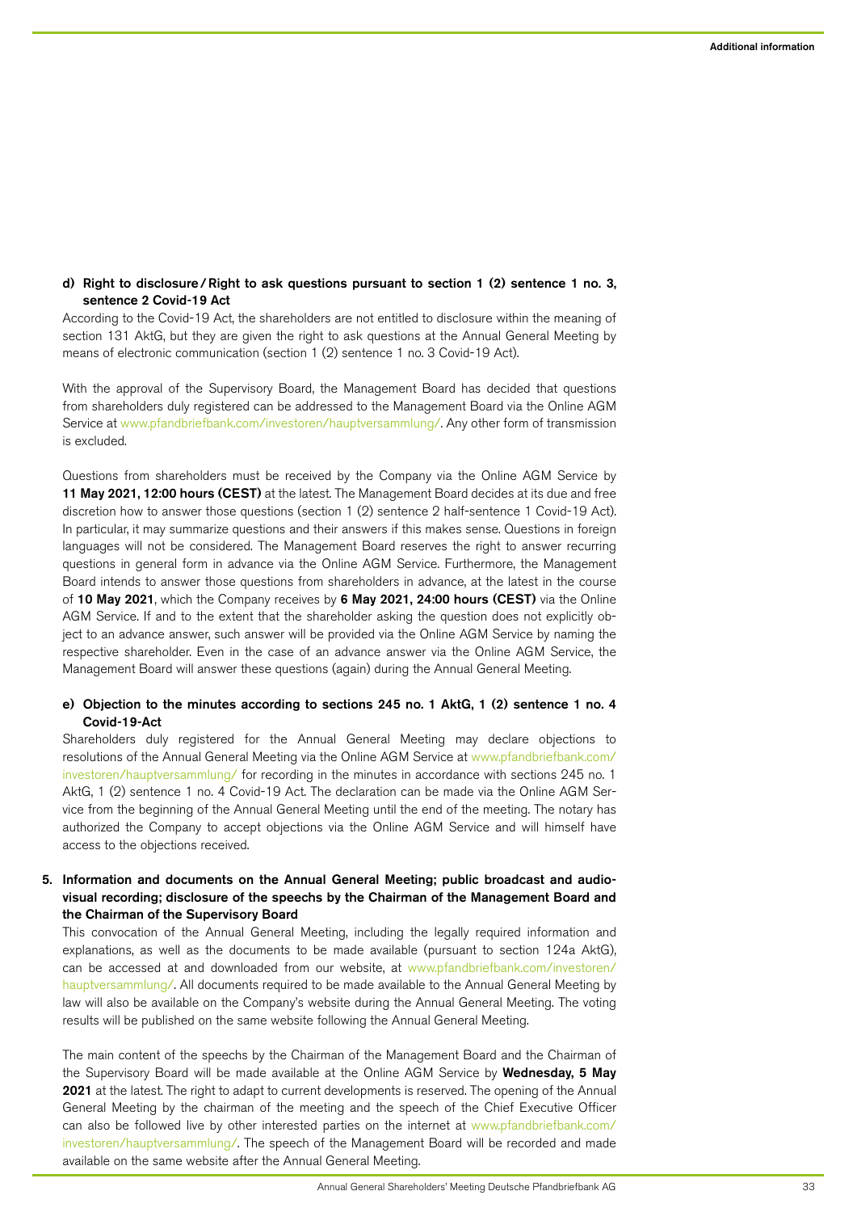**d) Right to disclosure / Right to ask questions pursuant to section 1 (2) sentence 1 no. 3, sentence 2 Covid-19 Act**

According to the Covid-19 Act, the shareholders are not entitled to disclosure within the meaning of section 131 AktG, but they are given the right to ask questions at the Annual General Meeting by means of electronic communication (section 1 (2) sentence 1 no. 3 Covid-19 Act).

With the approval of the Supervisory Board, the Management Board has decided that questions from shareholders duly registered can be addressed to the Management Board via the Online AGM Service at www.pfandbriefbank.com/investoren/hauptversammlung/. Any other form of transmission is excluded.

Questions from shareholders must be received by the Company via the Online AGM Service by **11 May 2021, 12:00 hours (CEST)** at the latest. The Management Board decides at its due and free discretion how to answer those questions (section 1 (2) sentence 2 half-sentence 1 Covid-19 Act). In particular, it may summarize questions and their answers if this makes sense. Questions in foreign languages will not be considered. The Management Board reserves the right to answer recurring questions in general form in advance via the Online AGM Service. Furthermore, the Management Board intends to answer those questions from shareholders in advance, at the latest in the course of **10 May 2021**, which the Company receives by **6 May 2021, 24:00 hours (CEST)** via the Online AGM Service. If and to the extent that the shareholder asking the question does not explicitly object to an advance answer, such answer will be provided via the Online AGM Service by naming the respective shareholder. Even in the case of an advance answer via the Online AGM Service, the Management Board will answer these questions (again) during the Annual General Meeting.

**e) Objection to the minutes according to sections 245 no. 1 AktG, 1 (2) sentence 1 no. 4 Covid-19-Act**

Shareholders duly registered for the Annual General Meeting may declare objections to resolutions of the Annual General Meeting via the Online AGM Service at www.pfandbriefbank.com/investoren/hauptversammlung/ for recording in the minutes in accordance with sections 245 no. 1 AktG, 1 (2) sentence 1 no. 4 Covid-19 Act. The declaration can be made via the Online AGM Service from the beginning of the Annual General Meeting until the end of the meeting. The notary has authorized the Company to accept objections via the Online AGM Service and will himself have access to the objections received.

**5. Information and documents on the Annual General Meeting; public broadcast and audio-visual recording; disclosure of the speechs by the Chairman of the Management Board and the Chairman of the Supervisory Board**

This convocation of the Annual General Meeting, including the legally required information and explanations, as well as the documents to be made available (pursuant to section 124a AktG), can be accessed at and downloaded from our website, at www.pfandbriefbank.com/investoren/hauptversammlung/. All documents required to be made available to the Annual General Meeting by law will also be available on the Company's website during the Annual General Meeting. The voting results will be published on the same website following the Annual General Meeting.

The main content of the speechs by the Chairman of the Management Board and the Chairman of the Supervisory Board will be made available at the Online AGM Service by **Wednesday, 5 May 2021** at the latest. The right to adapt to current developments is reserved. The opening of the Annual General Meeting by the chairman of the meeting and the speech of the Chief Executive Officer can also be followed live by other interested parties on the internet at www.pfandbriefbank.com/investoren/hauptversammlung/. The speech of the Management Board will be recorded and made available on the same website after the Annual General Meeting.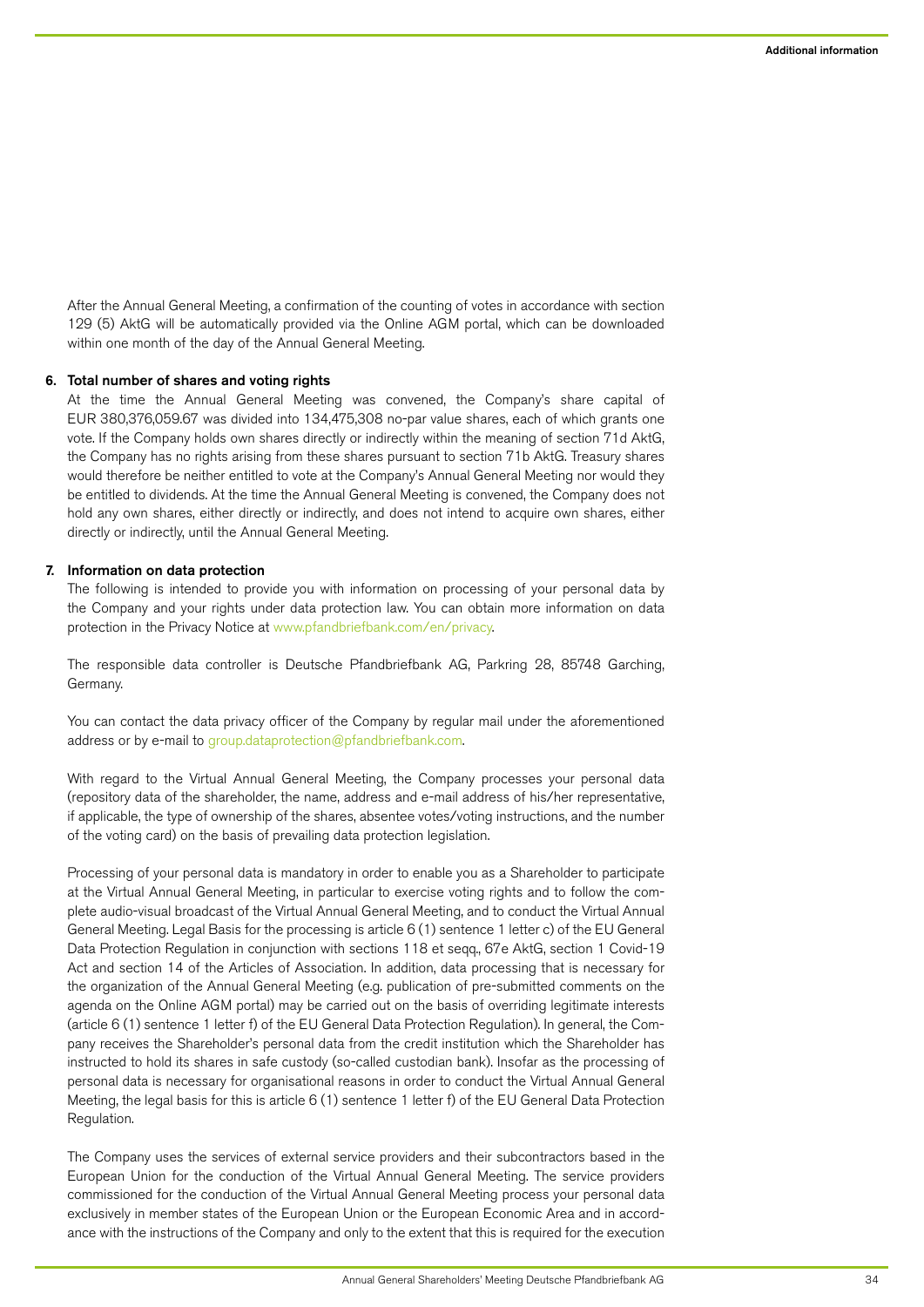After the Annual General Meeting, a confirmation of the counting of votes in accordance with section 129 (5) AktG will be automatically provided via the Online AGM portal, which can be downloaded within one month of the day of the Annual General Meeting.

**6. Total number of shares and voting rights**

At the time the Annual General Meeting was convened, the Company's share capital of EUR 380,376,059.67 was divided into 134,475,308 no-par value shares, each of which grants one vote. If the Company holds own shares directly or indirectly within the meaning of section 71d AktG, the Company has no rights arising from these shares pursuant to section 71b AktG. Treasury shares would therefore be neither entitled to vote at the Company's Annual General Meeting nor would they be entitled to dividends. At the time the Annual General Meeting is convened, the Company does not hold any own shares, either directly or indirectly, and does not intend to acquire own shares, either directly or indirectly, until the Annual General Meeting.

**7. Information on data protection**

The following is intended to provide you with information on processing of your personal data by the Company and your rights under data protection law. You can obtain more information on data protection in the Privacy Notice at www.pfandbriefbank.com/en/privacy.

The responsible data controller is Deutsche Pfandbriefbank AG, Parkring 28, 85748 Garching, Germany.

You can contact the data privacy officer of the Company by regular mail under the aforementioned address or by e-mail to group.dataprotection@pfandbriefbank.com.

With regard to the Virtual Annual General Meeting, the Company processes your personal data (repository data of the shareholder, the name, address and e-mail address of his/her representative, if applicable, the type of ownership of the shares, absentee votes/voting instructions, and the number of the voting card) on the basis of prevailing data protection legislation.

Processing of your personal data is mandatory in order to enable you as a Shareholder to participate at the Virtual Annual General Meeting, in particular to exercise voting rights and to follow the complete audio-visual broadcast of the Virtual Annual General Meeting, and to conduct the Virtual Annual General Meeting. Legal Basis for the processing is article 6 (1) sentence 1 letter c) of the EU General Data Protection Regulation in conjunction with sections 118 et seqq., 67e AktG, section 1 Covid-19 Act and section 14 of the Articles of Association. In addition, data processing that is necessary for the organization of the Annual General Meeting (e.g. publication of pre-submitted comments on the agenda on the Online AGM portal) may be carried out on the basis of overriding legitimate interests (article 6 (1) sentence 1 letter f) of the EU General Data Protection Regulation). In general, the Company receives the Shareholder's personal data from the credit institution which the Shareholder has instructed to hold its shares in safe custody (so-called custodian bank). Insofar as the processing of personal data is necessary for organisational reasons in order to conduct the Virtual Annual General Meeting, the legal basis for this is article 6 (1) sentence 1 letter f) of the EU General Data Protection Regulation.

The Company uses the services of external service providers and their subcontractors based in the European Union for the conduction of the Virtual Annual General Meeting. The service providers commissioned for the conduction of the Virtual Annual General Meeting process your personal data exclusively in member states of the European Union or the European Economic Area and in accordance with the instructions of the Company and only to the extent that this is required for the execution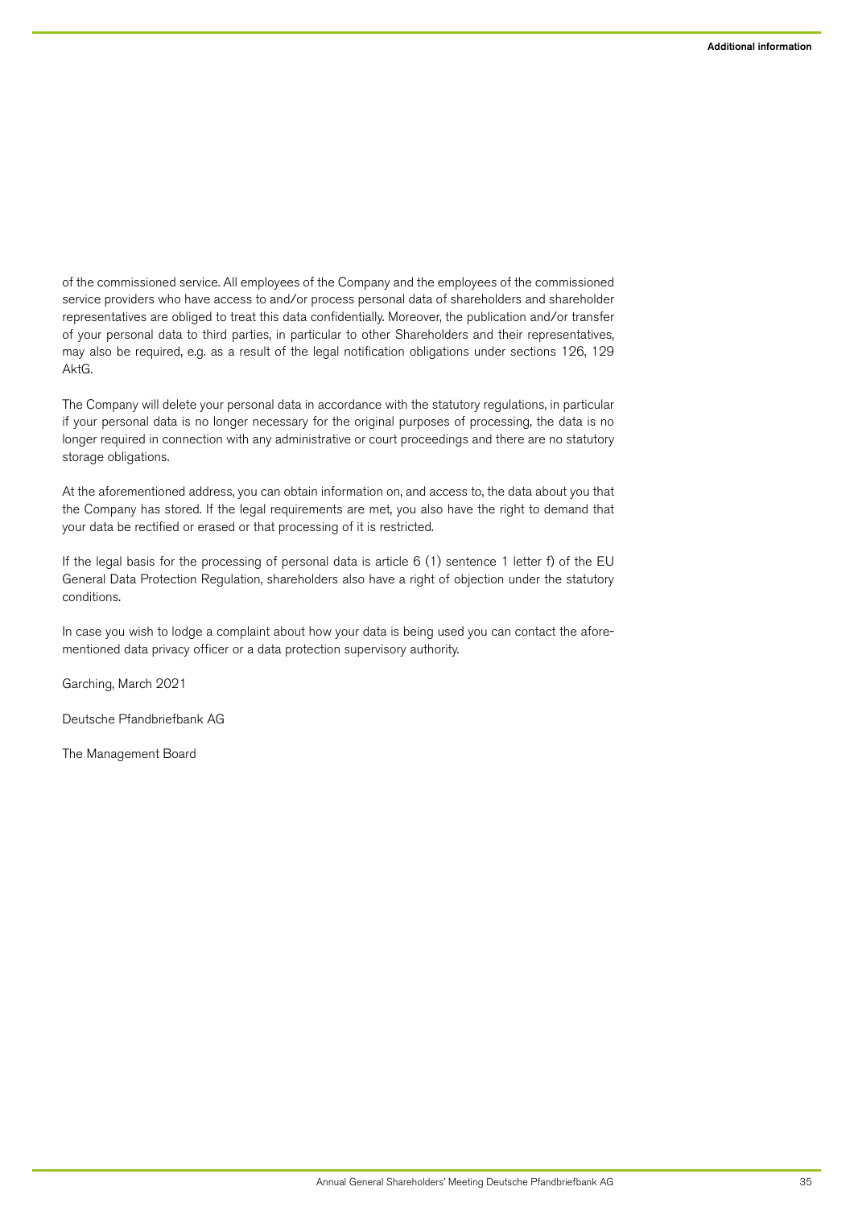of the commissioned service. All employees of the Company and the employees of the commissioned service providers who have access to and/or process personal data of shareholders and shareholder representatives are obliged to treat this data confidentially. Moreover, the publication and/or transfer of your personal data to third parties, in particular to other Shareholders and their representatives, may also be required, e.g. as a result of the legal notification obligations under sections 126, 129 AktG.

The Company will delete your personal data in accordance with the statutory regulations, in particular if your personal data is no longer necessary for the original purposes of processing, the data is no longer required in connection with any administrative or court proceedings and there are no statutory storage obligations.

At the aforementioned address, you can obtain information on, and access to, the data about you that the Company has stored. If the legal requirements are met, you also have the right to demand that your data be rectified or erased or that processing of it is restricted.

If the legal basis for the processing of personal data is article 6 (1) sentence 1 letter f) of the EU General Data Protection Regulation, shareholders also have a right of objection under the statutory conditions.

In case you wish to lodge a complaint about how your data is being used you can contact the aforementioned data privacy officer or a data protection supervisory authority.

Garching, March 2021

Deutsche Pfandbriefbank AG

The Management Board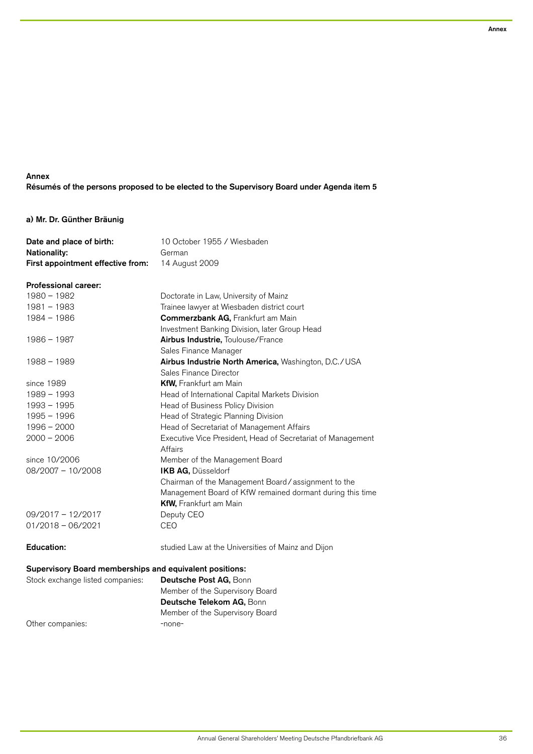## Annex

### Résumés of the persons proposed to be elected to the Supervisory Board under Agenda item 5

#### a) Mr. Dr. Günther Bräunig

| | |
|---|---|
| **Date and place of birth:** | 10 October 1955 / Wiesbaden |
| **Nationality:** | German |
| **First appointment effective from:** | 14 August 2009 |

**Professional career:**

| | |
|---|---|
| 1980 – 1982 | Doctorate in Law, University of Mainz |
| 1981 – 1983 | Trainee lawyer at Wiesbaden district court |
| 1984 – 1986 | **Commerzbank AG,** Frankfurt am Main<br>Investment Banking Division, later Group Head |
| 1986 – 1987 | **Airbus Industrie,** Toulouse/France<br>Sales Finance Manager |
| 1988 – 1989 | **Airbus Industrie North America,** Washington, D.C./USA<br>Sales Finance Director |
| since 1989 | **KfW,** Frankfurt am Main |
| 1989 – 1993 | Head of International Capital Markets Division |
| 1993 – 1995 | Head of Business Policy Division |
| 1995 – 1996 | Head of Strategic Planning Division |
| 1996 – 2000 | Head of Secretariat of Management Affairs |
| 2000 – 2006 | Executive Vice President, Head of Secretariat of Management Affairs |
| since 10/2006 | Member of the Management Board |
| 08/2007 – 10/2008 | **IKB AG,** Düsseldorf<br>Chairman of the Management Board / assignment to the Management Board of KfW remained dormant during this time<br>**KfW,** Frankfurt am Main |
| 09/2017 – 12/2017 | Deputy CEO |
| 01/2018 – 06/2021 | CEO |

| | |
|---|---|
| **Education:** | studied Law at the Universities of Mainz and Dijon |

**Supervisory Board memberships and equivalent positions:**

| | |
|---|---|
| Stock exchange listed companies: | **Deutsche Post AG,** Bonn<br>Member of the Supervisory Board<br>**Deutsche Telekom AG,** Bonn<br>Member of the Supervisory Board |
| Other companies: | -none- |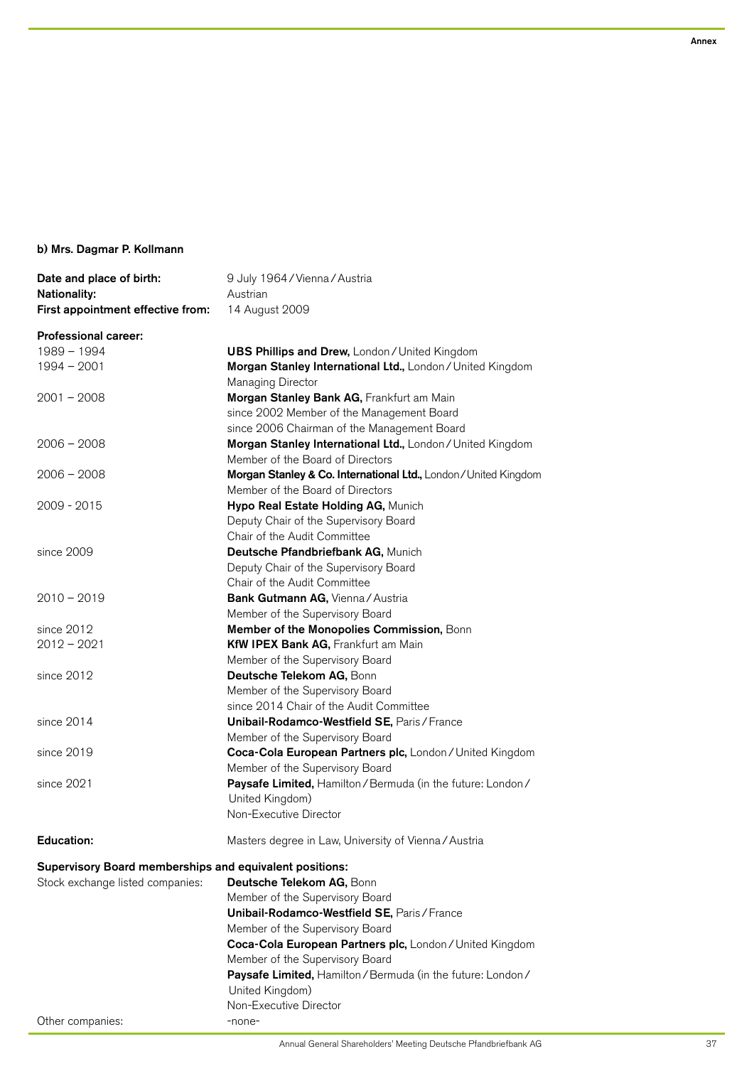### b) Mrs. Dagmar P. Kollmann

| | |
|---|---|
| **Date and place of birth:** | 9 July 1964 / Vienna / Austria |
| **Nationality:** | Austrian |
| **First appointment effective from:** | 14 August 2009 |

**Professional career:**

| | |
|---|---|
| 1989 – 1994 | **UBS Phillips and Drew,** London / United Kingdom |
| 1994 – 2001 | **Morgan Stanley International Ltd.,** London / United Kingdom<br>Managing Director |
| 2001 – 2008 | **Morgan Stanley Bank AG,** Frankfurt am Main<br>since 2002 Member of the Management Board<br>since 2006 Chairman of the Management Board |
| 2006 – 2008 | **Morgan Stanley International Ltd.,** London / United Kingdom<br>Member of the Board of Directors |
| 2006 – 2008 | **Morgan Stanley & Co. International Ltd.,** London / United Kingdom<br>Member of the Board of Directors |
| 2009 - 2015 | **Hypo Real Estate Holding AG,** Munich<br>Deputy Chair of the Supervisory Board<br>Chair of the Audit Committee |
| since 2009 | **Deutsche Pfandbriefbank AG,** Munich<br>Deputy Chair of the Supervisory Board<br>Chair of the Audit Committee |
| 2010 – 2019 | **Bank Gutmann AG,** Vienna / Austria<br>Member of the Supervisory Board |
| since 2012 | **Member of the Monopolies Commission,** Bonn |
| 2012 – 2021 | **KfW IPEX Bank AG,** Frankfurt am Main<br>Member of the Supervisory Board |
| since 2012 | **Deutsche Telekom AG,** Bonn<br>Member of the Supervisory Board<br>since 2014 Chair of the Audit Committee |
| since 2014 | **Unibail-Rodamco-Westfield SE,** Paris / France<br>Member of the Supervisory Board |
| since 2019 | **Coca-Cola European Partners plc,** London / United Kingdom<br>Member of the Supervisory Board |
| since 2021 | **Paysafe Limited,** Hamilton / Bermuda (in the future: London / United Kingdom)<br>Non-Executive Director |

| | |
|---|---|
| **Education:** | Masters degree in Law, University of Vienna / Austria |

**Supervisory Board memberships and equivalent positions:**

| | |
|---|---|
| Stock exchange listed companies: | **Deutsche Telekom AG,** Bonn<br>Member of the Supervisory Board<br>**Unibail-Rodamco-Westfield SE,** Paris / France<br>Member of the Supervisory Board<br>**Coca-Cola European Partners plc,** London / United Kingdom<br>Member of the Supervisory Board<br>**Paysafe Limited,** Hamilton / Bermuda (in the future: London / United Kingdom)<br>Non-Executive Director |
| Other companies: | -none- |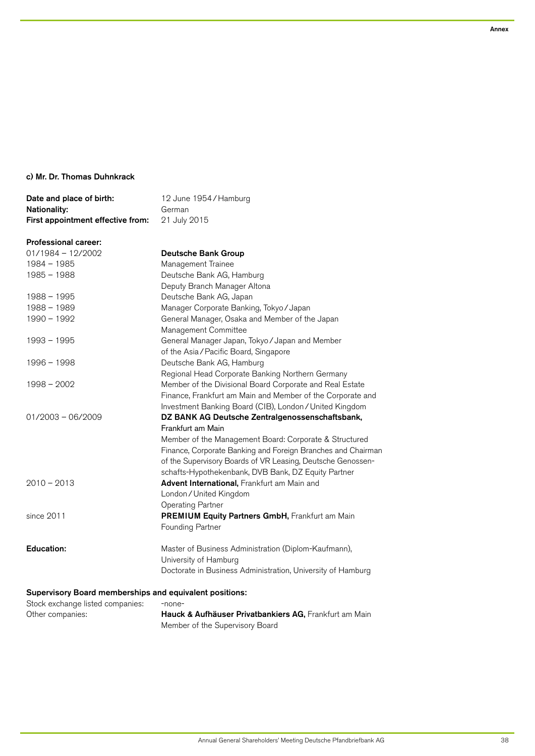### c) Mr. Dr. Thomas Duhnkrack

| | |
|---|---|
| **Date and place of birth:** | 12 June 1954 / Hamburg |
| **Nationality:** | German |
| **First appointment effective from:** | 21 July 2015 |

**Professional career:**

| | |
|---|---|
| 01/1984 – 12/2002 | **Deutsche Bank Group** |
| 1984 – 1985 | Management Trainee |
| 1985 – 1988 | Deutsche Bank AG, Hamburg<br>Deputy Branch Manager Altona |
| 1988 – 1995 | Deutsche Bank AG, Japan |
| 1988 – 1989 | Manager Corporate Banking, Tokyo / Japan |
| 1990 – 1992 | General Manager, Osaka and Member of the Japan Management Committee |
| 1993 – 1995 | General Manager Japan, Tokyo / Japan and Member of the Asia / Pacific Board, Singapore |
| 1996 – 1998 | Deutsche Bank AG, Hamburg<br>Regional Head Corporate Banking Northern Germany |
| 1998 – 2002 | Member of the Divisional Board Corporate and Real Estate Finance, Frankfurt am Main and Member of the Corporate and Investment Banking Board (CIB), London / United Kingdom |
| 01/2003 – 06/2009 | **DZ BANK AG Deutsche Zentralgenossenschaftsbank,** Frankfurt am Main<br>Member of the Management Board: Corporate & Structured Finance, Corporate Banking and Foreign Branches and Chairman of the Supervisory Boards of VR Leasing, Deutsche Genossenschafts-Hypothekenbank, DVB Bank, DZ Equity Partner |
| 2010 – 2013 | **Advent International,** Frankfurt am Main and London / United Kingdom<br>Operating Partner |
| since 2011 | **PREMIUM Equity Partners GmbH,** Frankfurt am Main<br>Founding Partner |

| | |
|---|---|
| **Education:** | Master of Business Administration (Diplom-Kaufmann), University of Hamburg<br>Doctorate in Business Administration, University of Hamburg |

**Supervisory Board memberships and equivalent positions:**

| | |
|---|---|
| Stock exchange listed companies: | -none- |
| Other companies: | **Hauck & Aufhäuser Privatbankiers AG,** Frankfurt am Main<br>Member of the Supervisory Board |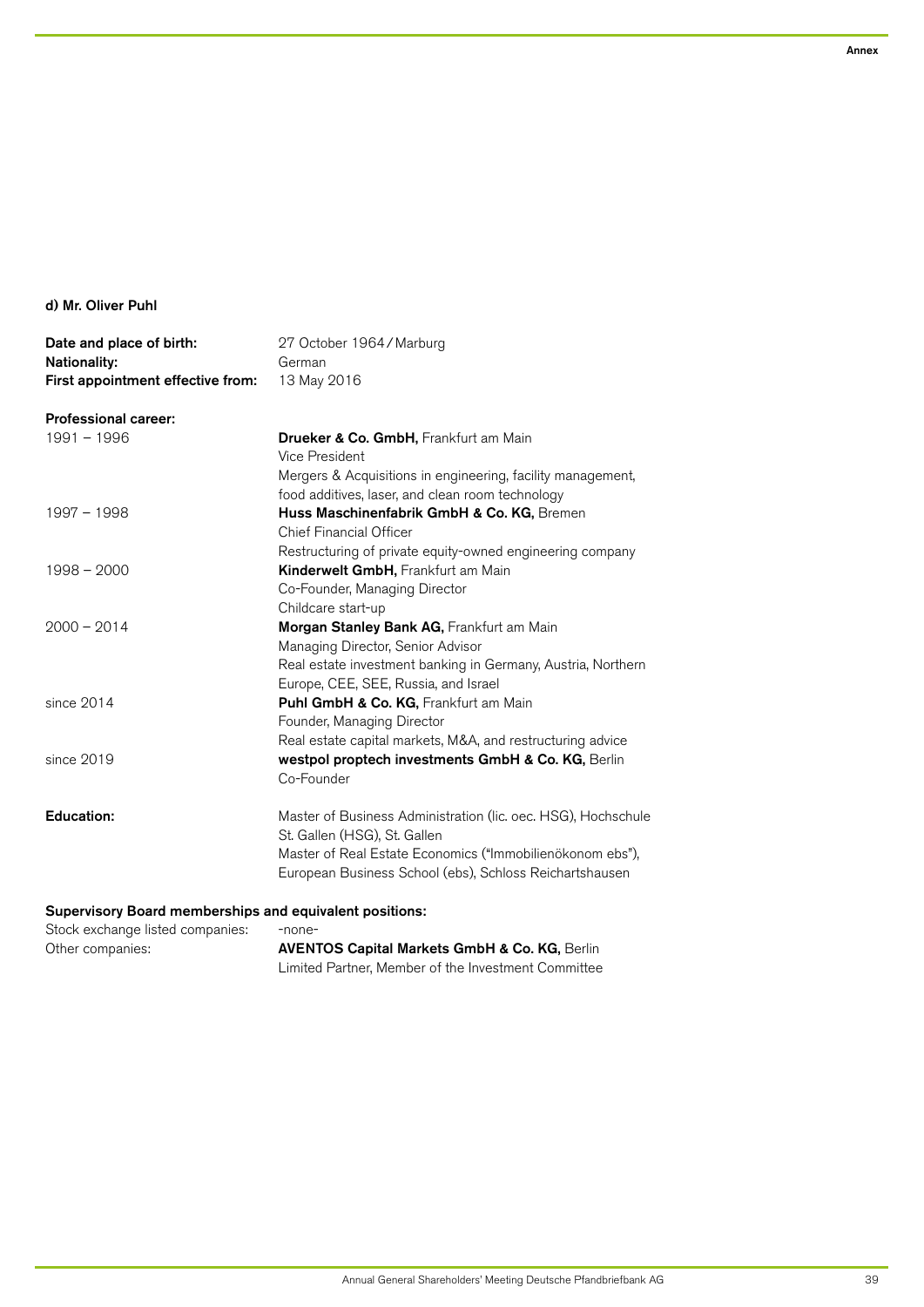#### d) Mr. Oliver Puhl

| | |
|---|---|
| **Date and place of birth:** | 27 October 1964 / Marburg |
| **Nationality:** | German |
| **First appointment effective from:** | 13 May 2016 |

**Professional career:**

| | |
|---|---|
| 1991 – 1996 | **Drueker & Co. GmbH,** Frankfurt am Main<br>Vice President<br>Mergers & Acquisitions in engineering, facility management, food additives, laser, and clean room technology |
| 1997 – 1998 | **Huss Maschinenfabrik GmbH & Co. KG,** Bremen<br>Chief Financial Officer<br>Restructuring of private equity-owned engineering company |
| 1998 – 2000 | **Kinderwelt GmbH,** Frankfurt am Main<br>Co-Founder, Managing Director<br>Childcare start-up |
| 2000 – 2014 | **Morgan Stanley Bank AG,** Frankfurt am Main<br>Managing Director, Senior Advisor<br>Real estate investment banking in Germany, Austria, Northern Europe, CEE, SEE, Russia, and Israel |
| since 2014 | **Puhl GmbH & Co. KG,** Frankfurt am Main<br>Founder, Managing Director<br>Real estate capital markets, M&A, and restructuring advice |
| since 2019 | **westpol proptech investments GmbH & Co. KG,** Berlin<br>Co-Founder |

**Education:**

Master of Business Administration (lic. oec. HSG), Hochschule St. Gallen (HSG), St. Gallen
Master of Real Estate Economics ("Immobilienökonom ebs"), European Business School (ebs), Schloss Reichartshausen

**Supervisory Board memberships and equivalent positions:**

| | |
|---|---|
| Stock exchange listed companies: | -none- |
| Other companies: | **AVENTOS Capital Markets GmbH & Co. KG,** Berlin<br>Limited Partner, Member of the Investment Committee |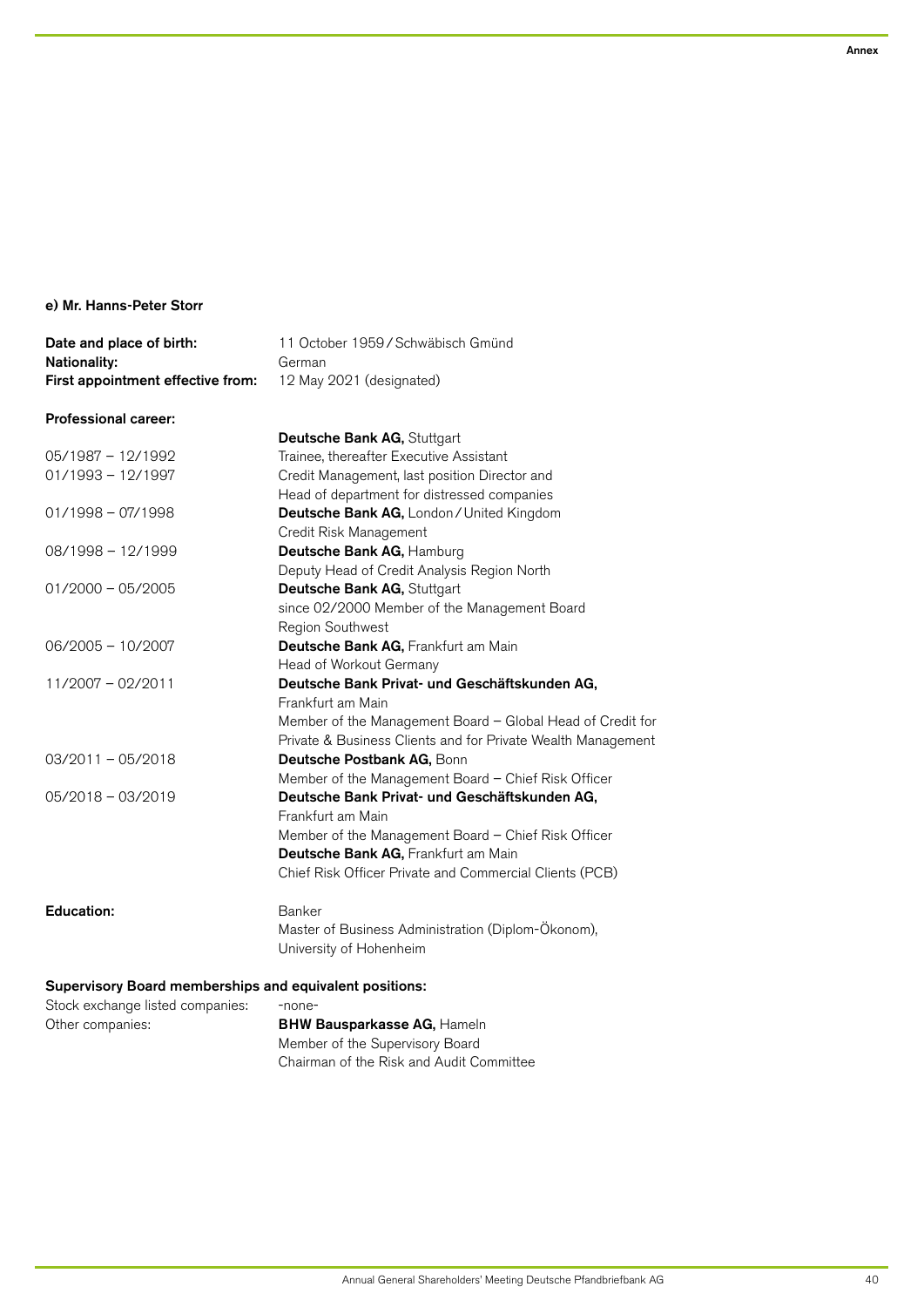### e) Mr. Hanns-Peter Storr

**Date and place of birth:** 11 October 1959 / Schwäbisch Gmünd
**Nationality:** German
**First appointment effective from:** 12 May 2021 (designated)

**Professional career:**

| | |
|---|---|
| | **Deutsche Bank AG,** Stuttgart |
| 05/1987 – 12/1992 | Trainee, thereafter Executive Assistant |
| 01/1993 – 12/1997 | Credit Management, last position Director and Head of department for distressed companies |
| 01/1998 – 07/1998 | **Deutsche Bank AG,** London / United Kingdom<br>Credit Risk Management |
| 08/1998 – 12/1999 | **Deutsche Bank AG,** Hamburg<br>Deputy Head of Credit Analysis Region North |
| 01/2000 – 05/2005 | **Deutsche Bank AG,** Stuttgart<br>since 02/2000 Member of the Management Board Region Southwest |
| 06/2005 – 10/2007 | **Deutsche Bank AG,** Frankfurt am Main<br>Head of Workout Germany |
| 11/2007 – 02/2011 | **Deutsche Bank Privat- und Geschäftskunden AG,** Frankfurt am Main<br>Member of the Management Board – Global Head of Credit for Private & Business Clients and for Private Wealth Management |
| 03/2011 – 05/2018 | **Deutsche Postbank AG,** Bonn<br>Member of the Management Board – Chief Risk Officer |
| 05/2018 – 03/2019 | **Deutsche Bank Privat- und Geschäftskunden AG,** Frankfurt am Main<br>Member of the Management Board – Chief Risk Officer<br>**Deutsche Bank AG,** Frankfurt am Main<br>Chief Risk Officer Private and Commercial Clients (PCB) |

**Education:** Banker
Master of Business Administration (Diplom-Ökonom), University of Hohenheim

**Supervisory Board memberships and equivalent positions:**

Stock exchange listed companies: -none-

Other companies: **BHW Bausparkasse AG,** Hameln
Member of the Supervisory Board
Chairman of the Risk and Audit Committee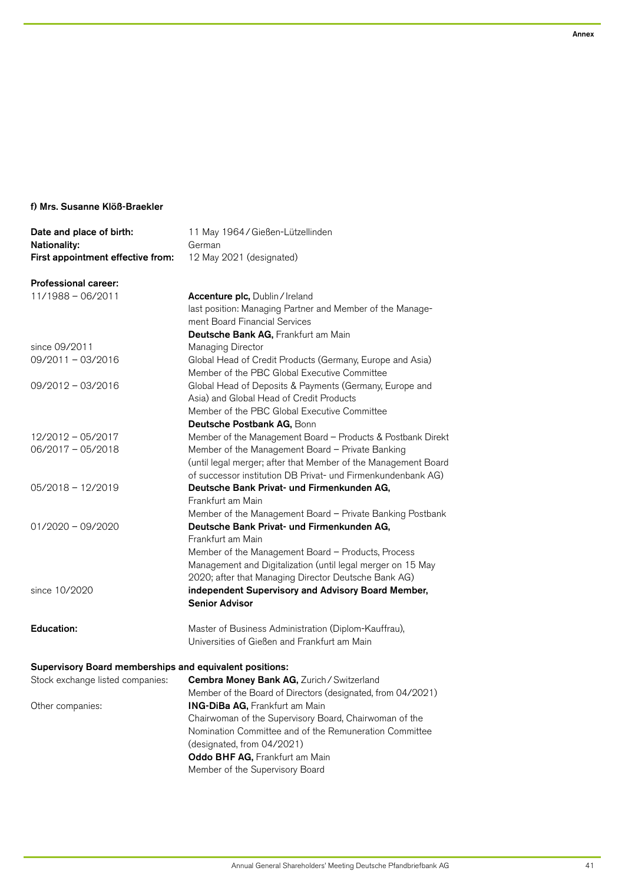#### f) Mrs. Susanne Klöß-Braekler

| | |
|---|---|
| **Date and place of birth:** | 11 May 1964 / Gießen-Lützellinden |
| **Nationality:** | German |
| **First appointment effective from:** | 12 May 2021 (designated) |

**Professional career:**

| | |
|---|---|
| 11/1988 – 06/2011 | **Accenture plc,** Dublin / Ireland<br>last position: Managing Partner and Member of the Management Board Financial Services |
| | **Deutsche Bank AG,** Frankfurt am Main |
| since 09/2011 | Managing Director |
| 09/2011 – 03/2016 | Global Head of Credit Products (Germany, Europe and Asia)<br>Member of the PBC Global Executive Committee |
| 09/2012 – 03/2016 | Global Head of Deposits & Payments (Germany, Europe and Asia) and Global Head of Credit Products<br>Member of the PBC Global Executive Committee |
| | **Deutsche Postbank AG,** Bonn |
| 12/2012 – 05/2017 | Member of the Management Board – Products & Postbank Direkt |
| 06/2017 – 05/2018 | Member of the Management Board – Private Banking (until legal merger; after that Member of the Management Board of successor institution DB Privat- und Firmenkundenbank AG) |
| 05/2018 – 12/2019 | **Deutsche Bank Privat- und Firmenkunden AG,** Frankfurt am Main<br>Member of the Management Board – Private Banking Postbank |
| 01/2020 – 09/2020 | **Deutsche Bank Privat- und Firmenkunden AG,** Frankfurt am Main<br>Member of the Management Board – Products, Process Management and Digitalization (until legal merger on 15 May 2020; after that Managing Director Deutsche Bank AG) |
| since 10/2020 | **independent Supervisory and Advisory Board Member, Senior Advisor** |

| | |
|---|---|
| **Education:** | Master of Business Administration (Diplom-Kauffrau), Universities of Gießen and Frankfurt am Main |

**Supervisory Board memberships and equivalent positions:**

| | |
|---|---|
| Stock exchange listed companies: | **Cembra Money Bank AG,** Zurich / Switzerland<br>Member of the Board of Directors (designated, from 04/2021) |
| Other companies: | **ING-DiBa AG,** Frankfurt am Main<br>Chairwoman of the Supervisory Board, Chairwoman of the Nomination Committee and of the Remuneration Committee (designated, from 04/2021) |
| | **Oddo BHF AG,** Frankfurt am Main<br>Member of the Supervisory Board |